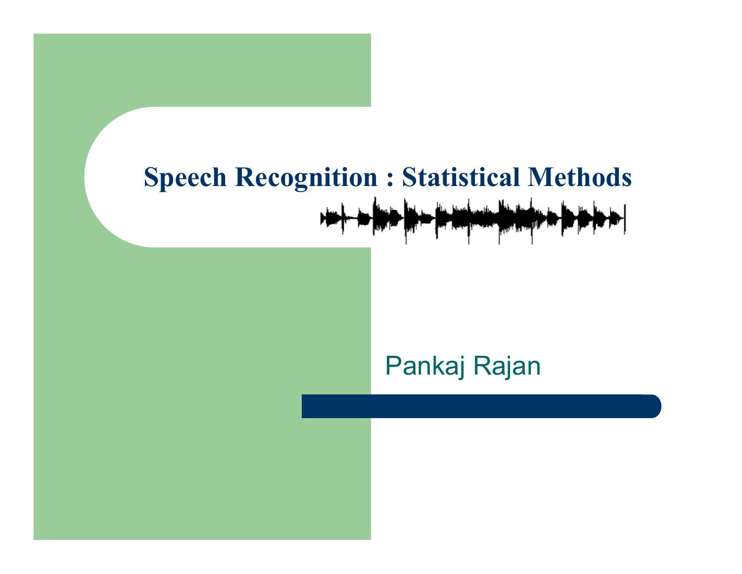# Speech Recognition : Statistical Methods

Pankaj Rajan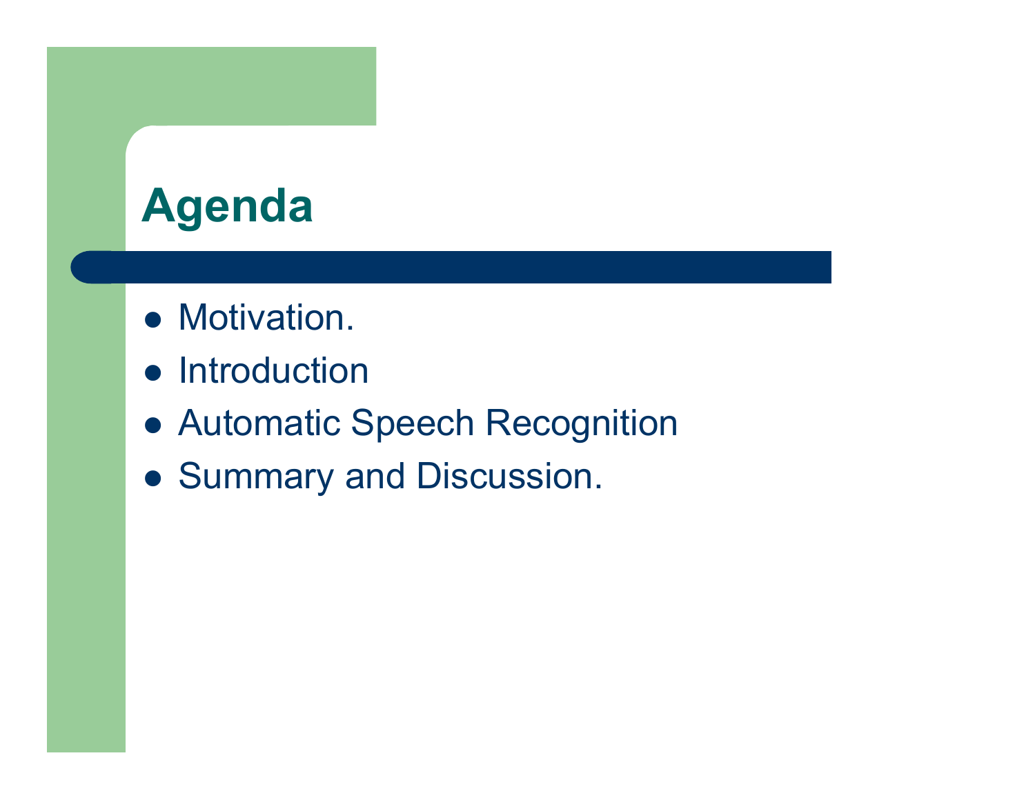# Agenda

- Motivation.
- Introduction
- Automatic Speech Recognition
- Summary and Discussion.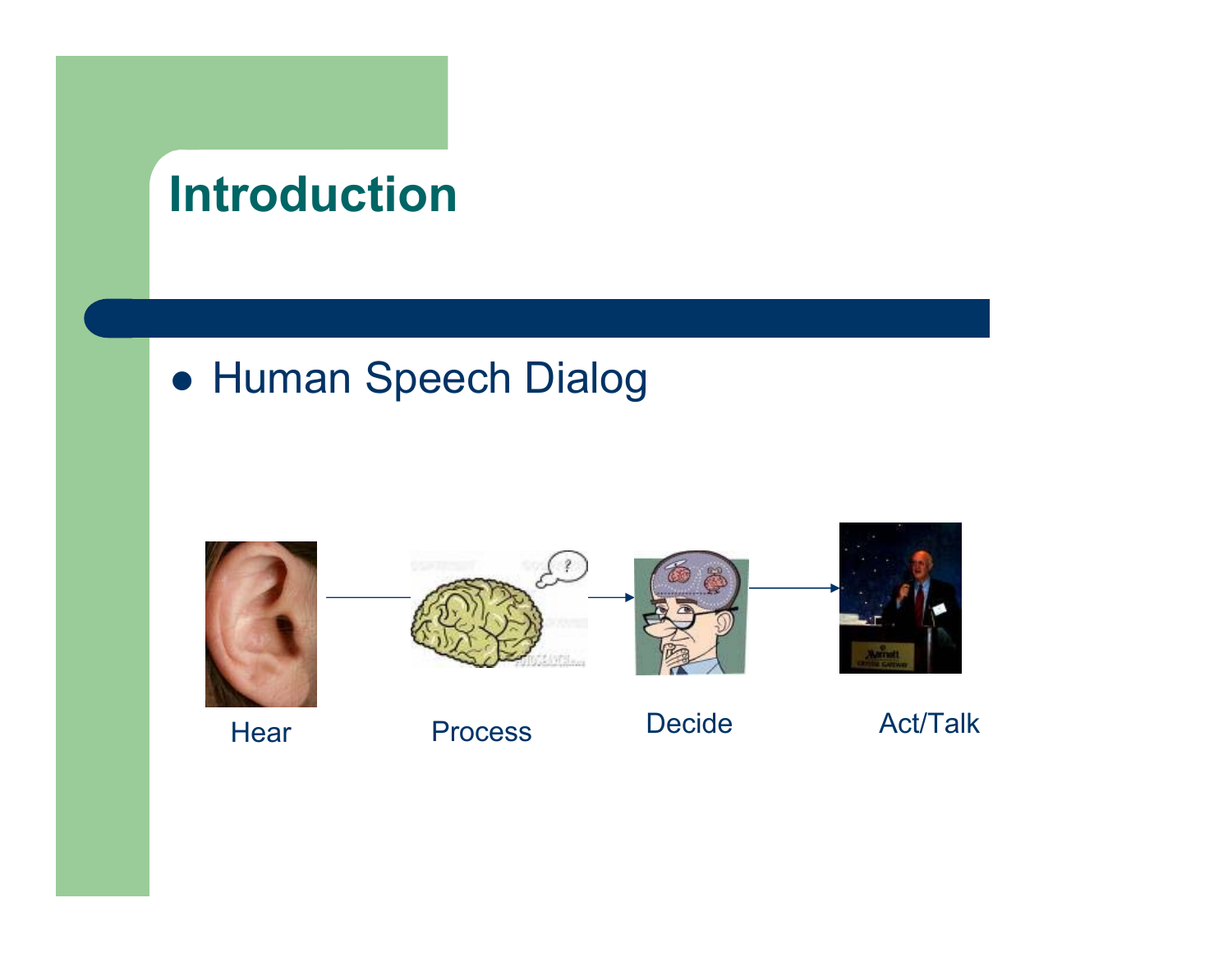# Introduction

- Human Speech Dialog

Hear → Process → Decide → Act/Talk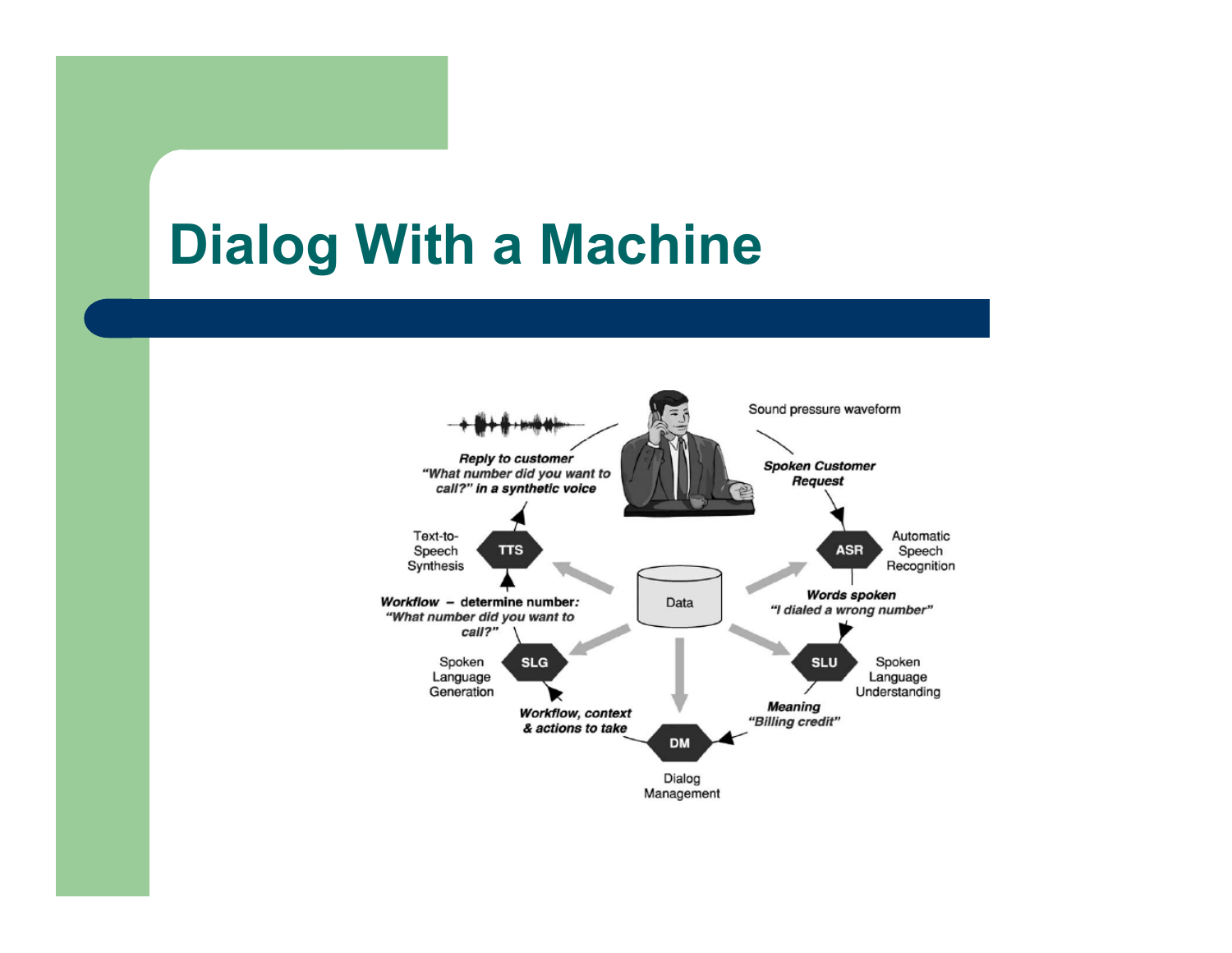# Dialog With a Machine

Sound pressure waveform

*Spoken Customer Request*

ASR — Automatic Speech Recognition

*Words spoken*
*"I dialed a wrong number"*

SLU — Spoken Language Understanding

*Meaning*
*"Billing credit"*

DM — Dialog Management

*Workflow, context & actions to take*

SLG — Spoken Language Generation

*Workflow* – determine number:
*"What number did you want to call?"*

TTS — Text-to-Speech Synthesis

*Reply to customer*
*"What number did you want to call?" in a synthetic voice*

Data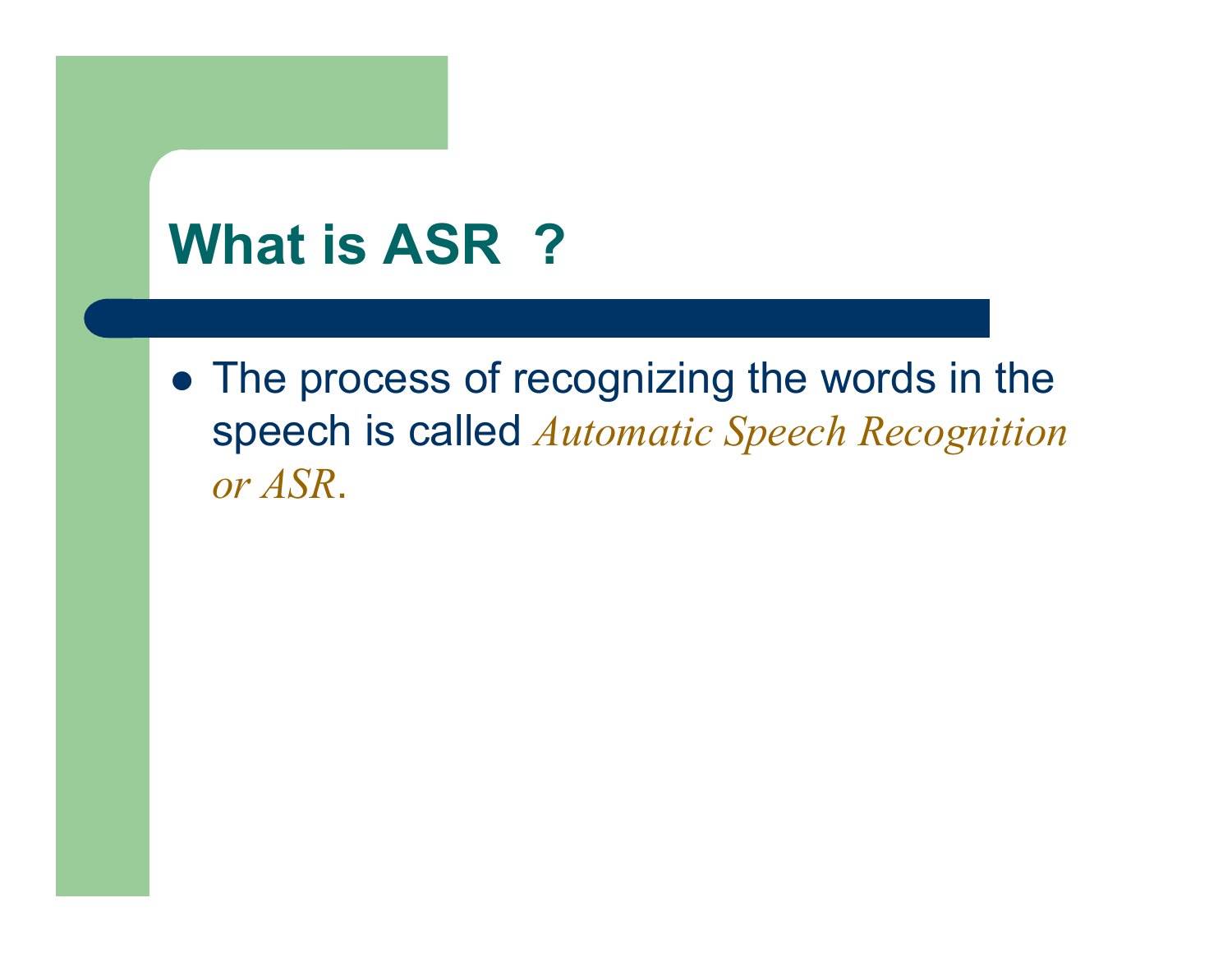# What is ASR ?

- The process of recognizing the words in the speech is called *Automatic Speech Recognition or ASR*.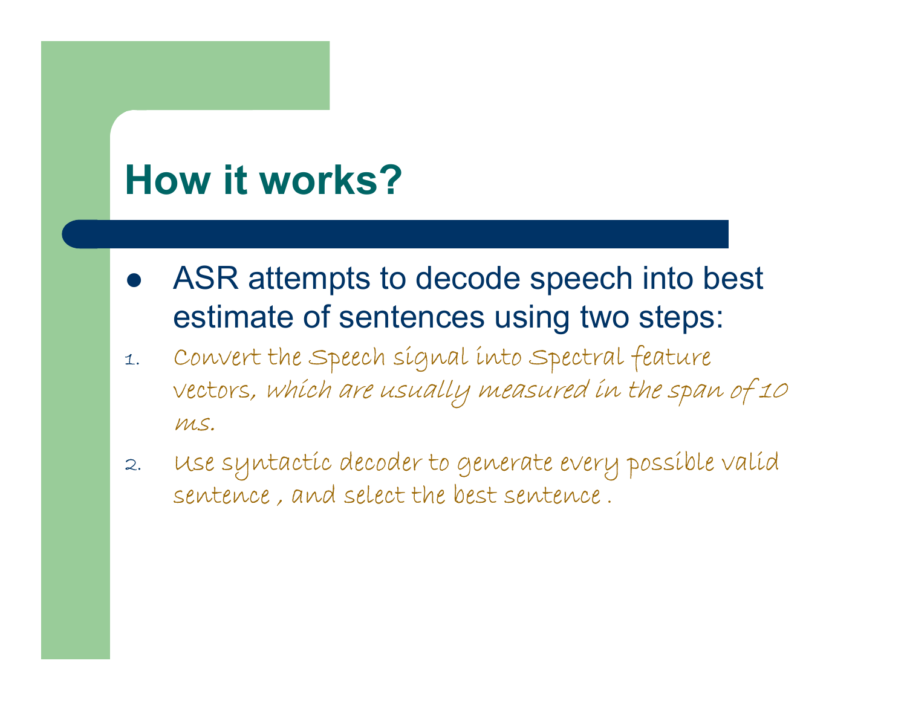# How it works?

- ASR attempts to decode speech into best estimate of sentences using two steps:

1. Convert the Speech signal into Spectral feature vectors, *which are usually measured in the span of 10 ms.*
2. Use syntactic decoder to generate every possible valid sentence , and select the best sentence .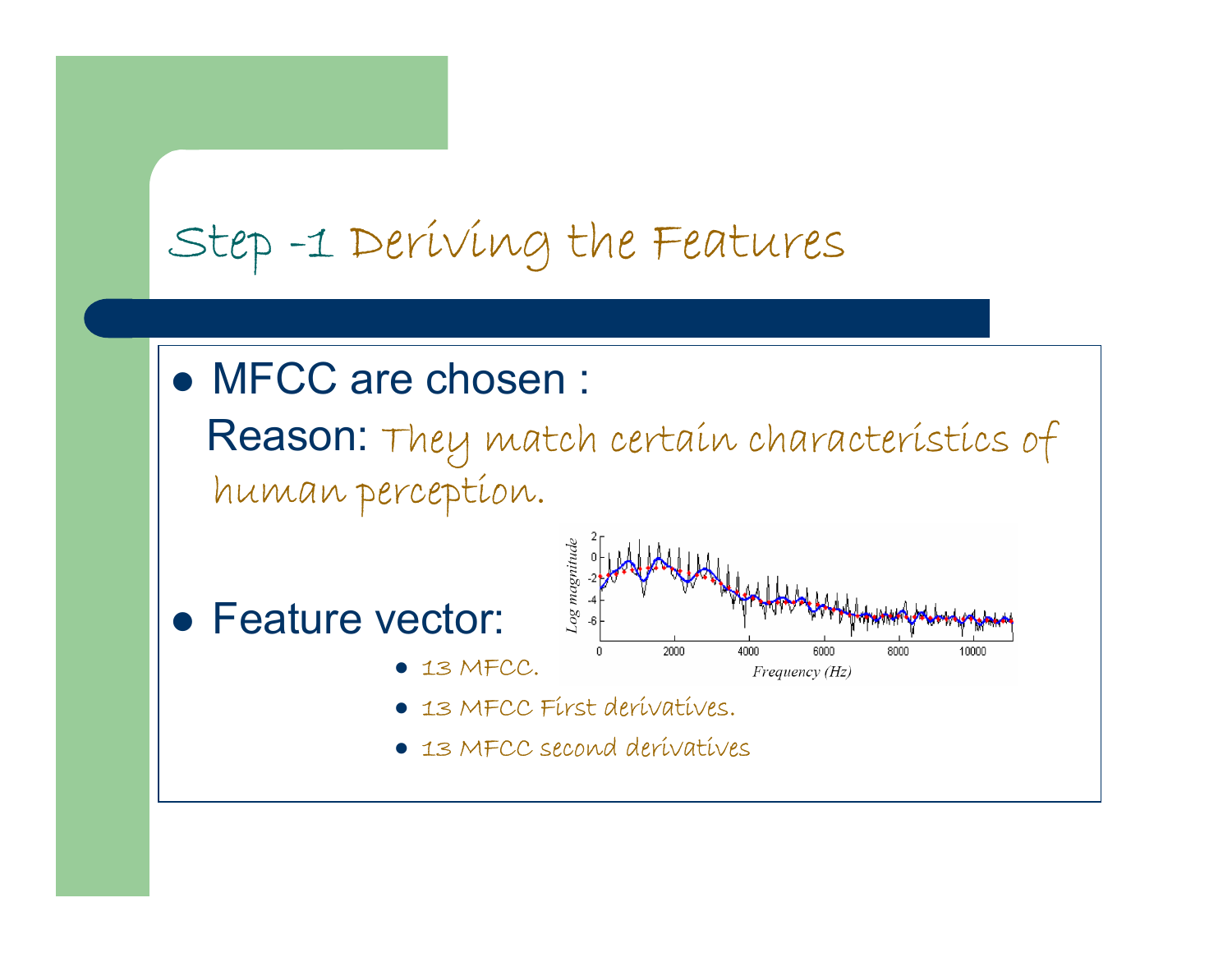# Step -1 Deriving the Features

- MFCC are chosen :

  Reason: They match certain characteristics of human perception.

- Feature vector:
  - 13 MFCC.
  - 13 MFCC First derivatives.
  - 13 MFCC second derivatives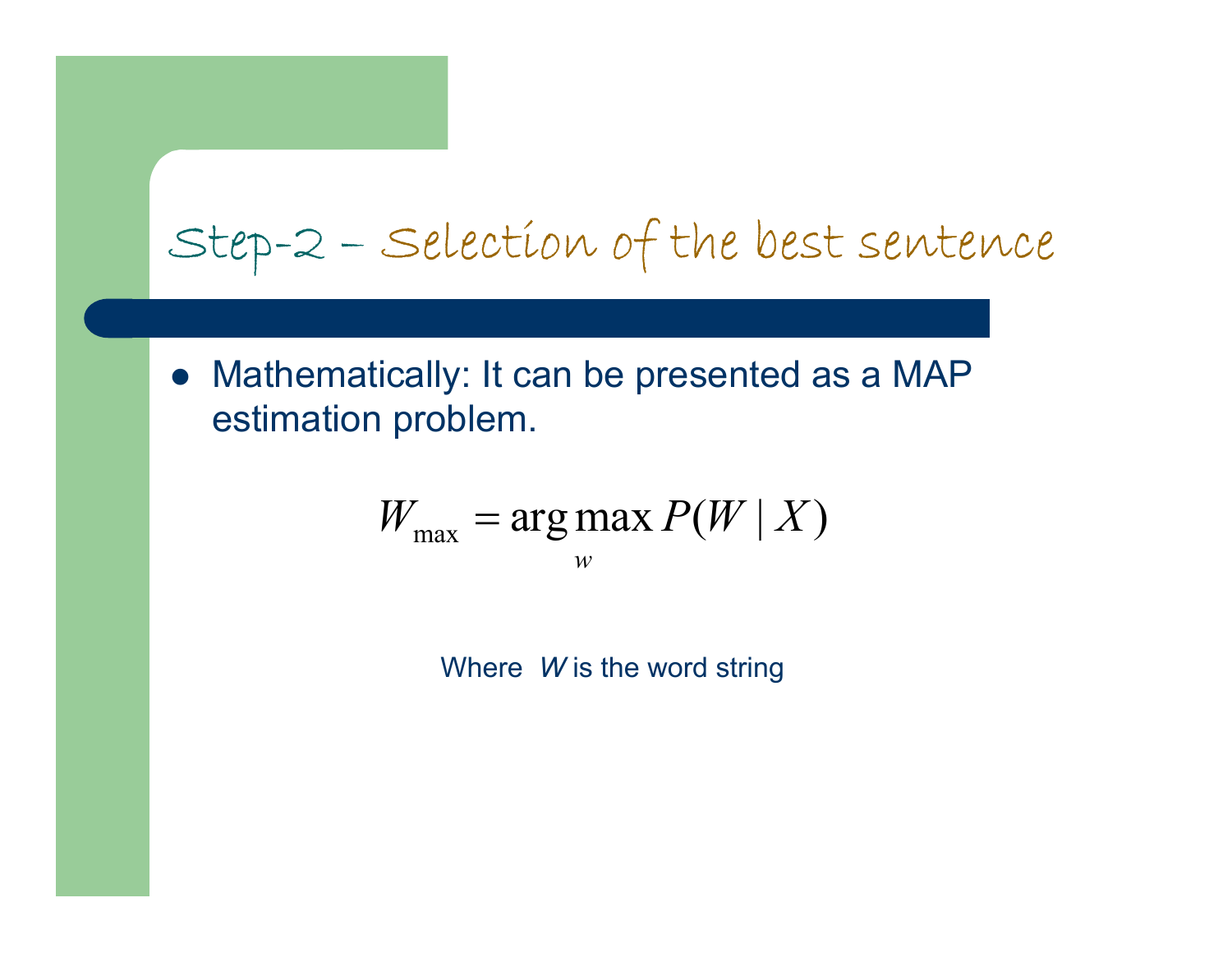# Step-2 – Selection of the best sentence

- Mathematically: It can be presented as a MAP estimation problem.

$$W_{\max} = \arg\max_{w} P(W \mid X)$$

Where *W* is the word string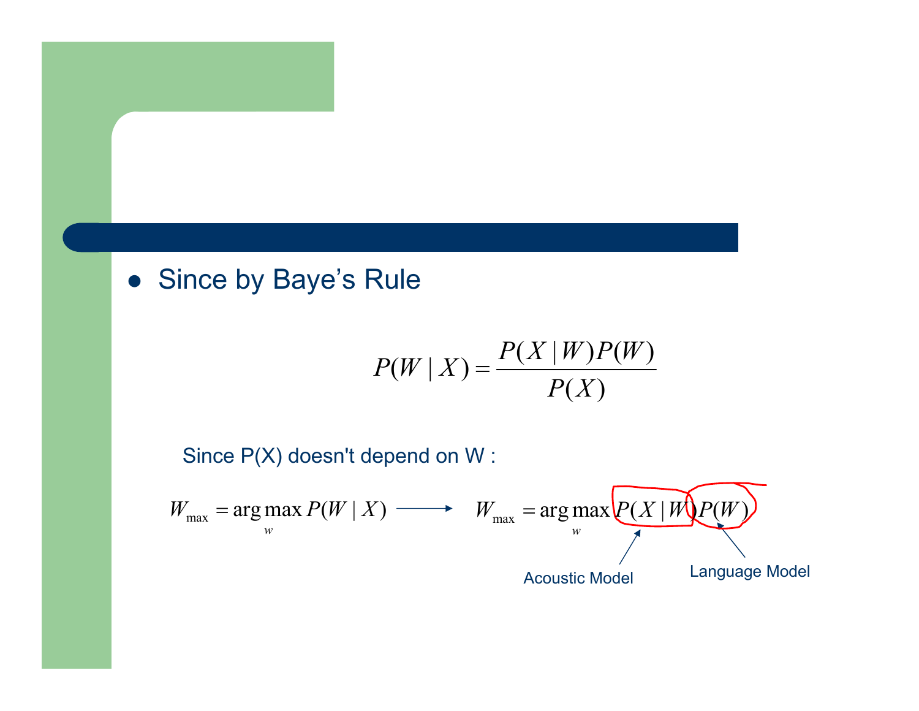- Since by Baye's Rule

$$P(W \mid X) = \frac{P(X \mid W)P(W)}{P(X)}$$

Since P(X) doesn't depend on W :

$$W_{\max} = \arg\max_{w} P(W \mid X) \longrightarrow W_{\max} = \arg\max_{w} P(X \mid W)P(W)$$

Acoustic Model: $P(X \mid W)$

Language Model: $P(W)$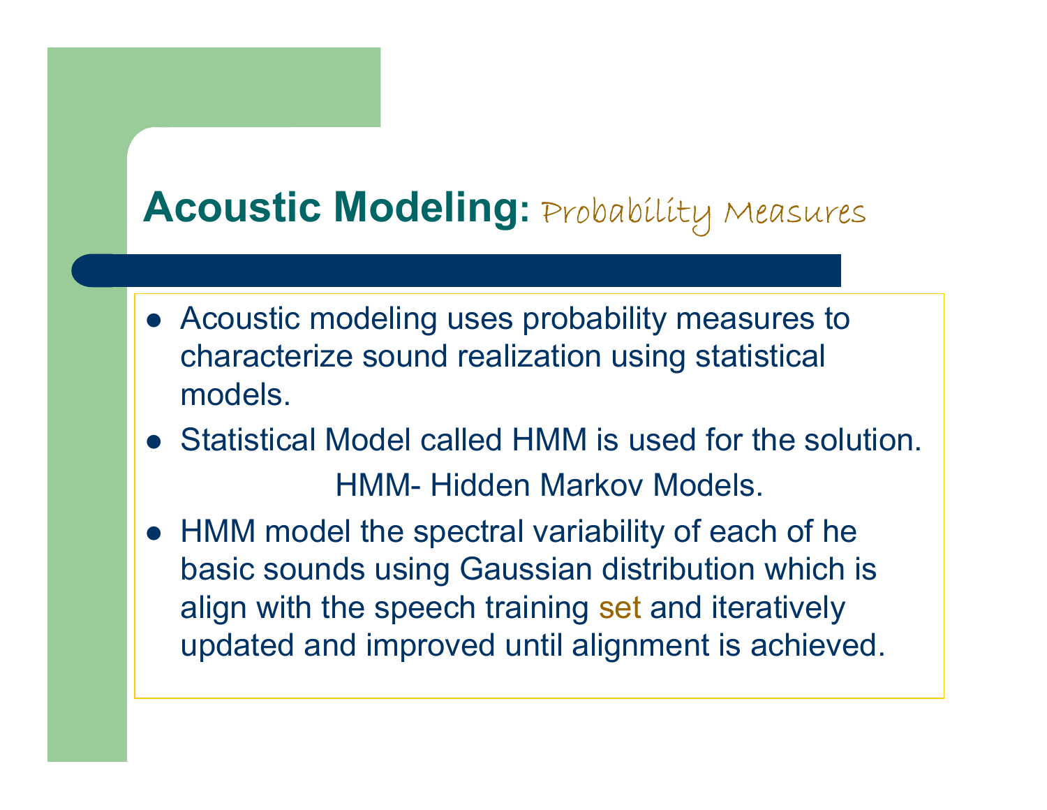## Acoustic Modeling: *Probability Measures*

- Acoustic modeling uses probability measures to characterize sound realization using statistical models.
- Statistical Model called HMM is used for the solution.

  HMM- Hidden Markov Models.
- HMM model the spectral variability of each of he basic sounds using Gaussian distribution which is align with the speech training set and iteratively updated and improved until alignment is achieved.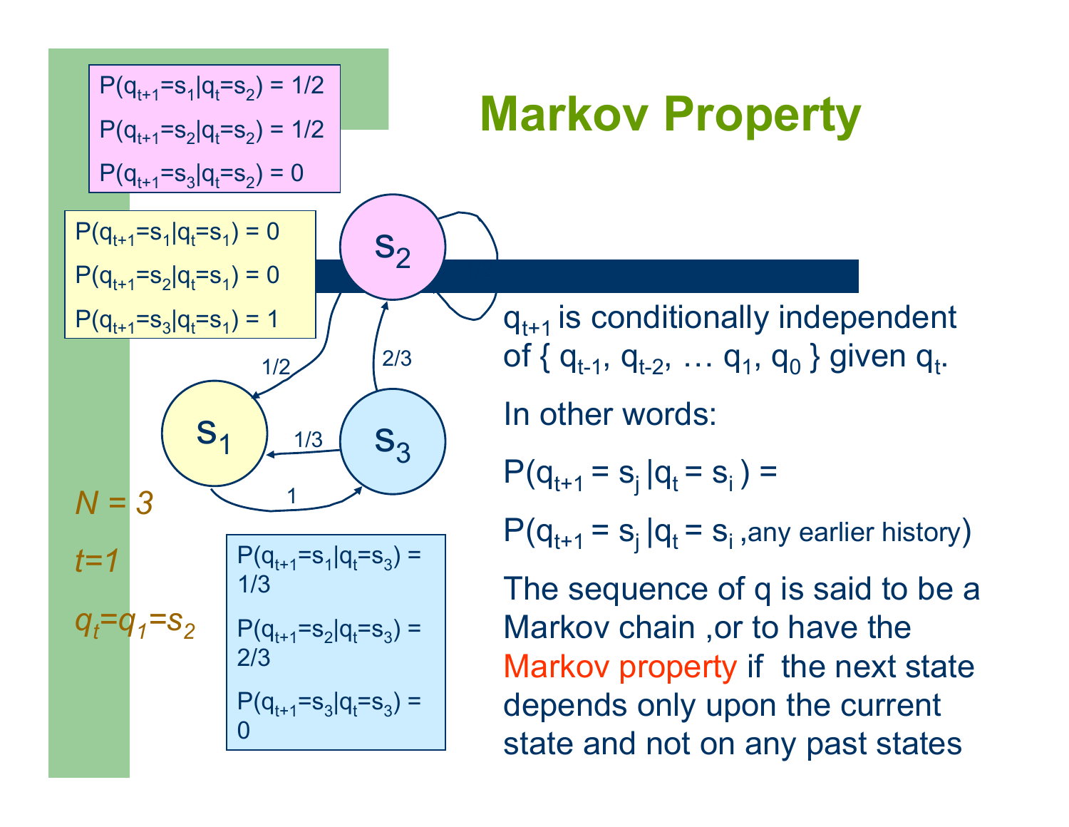# Markov Property

$P(q_{t+1}=s_1|q_t=s_2) = 1/2$

$P(q_{t+1}=s_2|q_t=s_2) = 1/2$

$P(q_{t+1}=s_3|q_t=s_2) = 0$

$P(q_{t+1}=s_1|q_t=s_1) = 0$

$P(q_{t+1}=s_2|q_t=s_1) = 0$

$P(q_{t+1}=s_3|q_t=s_1) = 1$

$P(q_{t+1}=s_1|q_t=s_3) = 1/3$

$P(q_{t+1}=s_2|q_t=s_3) = 2/3$

$P(q_{t+1}=s_3|q_t=s_3) = 0$

*$N = 3$*

*$t=1$*

*$q_t=q_1=s_2$*

$q_{t+1}$ is conditionally independent of $\{ q_{t-1}, q_{t-2}, \ldots q_1, q_0 \}$ given $q_t$.

In other words:

$P(q_{t+1} = s_j | q_t = s_i ) =$

$P(q_{t+1} = s_j | q_t = s_i, \text{any earlier history})$

The sequence of q is said to be a Markov chain ,or to have the Markov property if the next state depends only upon the current state and not on any past states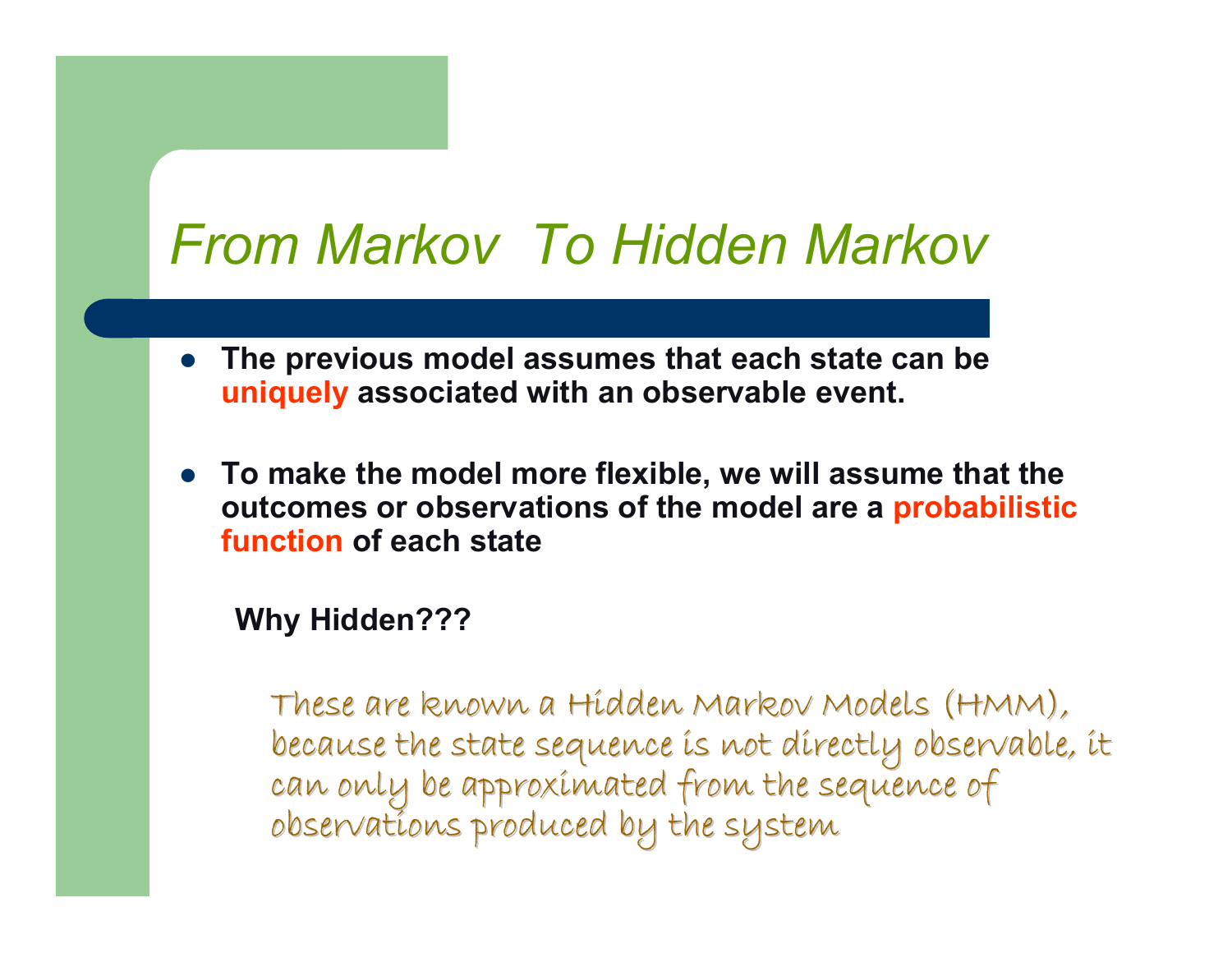# From Markov To Hidden Markov

- **The previous model assumes that each state can be uniquely associated with an observable event.**
- **To make the model more flexible, we will assume that the outcomes or observations of the model are a probabilistic function of each state**

**Why Hidden???**

These are known a Hidden Markov Models (HMM), because the state sequence is not directly observable, it can only be approximated from the sequence of observations produced by the system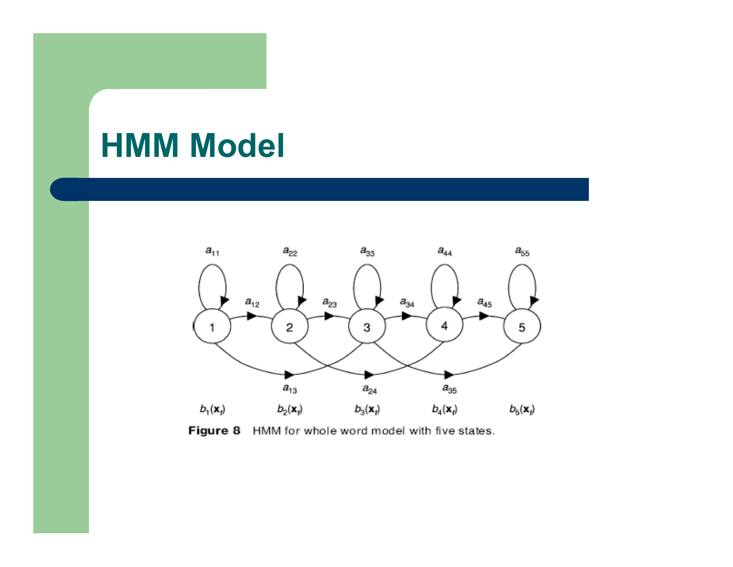# HMM Model

$a_{11}$ $a_{22}$ $a_{33}$ $a_{44}$ $a_{55}$

$a_{12}$ $a_{23}$ $a_{34}$ $a_{45}$

1 2 3 4 5

$a_{13}$ $a_{24}$ $a_{35}$

$b_1(\mathbf{x}_t)$ $b_2(\mathbf{x}_t)$ $b_3(\mathbf{x}_t)$ $b_4(\mathbf{x}_t)$ $b_5(\mathbf{x}_t)$

**Figure 8** HMM for whole word model with five states.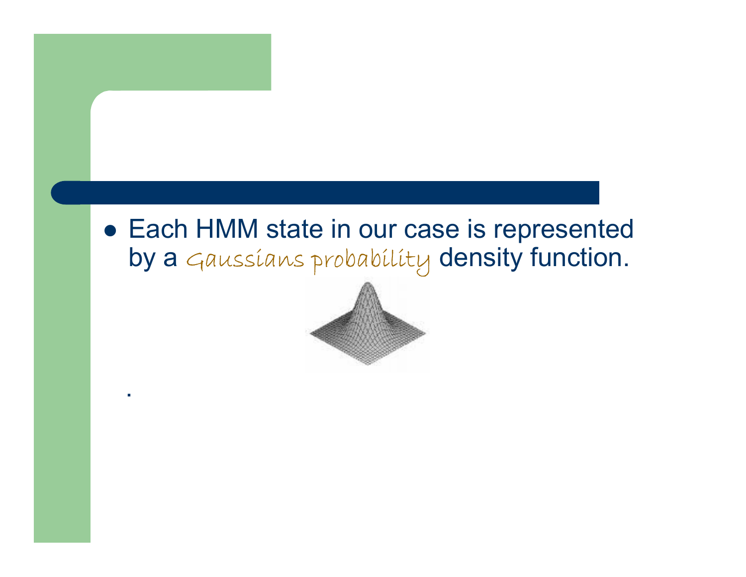- Each HMM state in our case is represented by a *Gaussians probability* density function.

.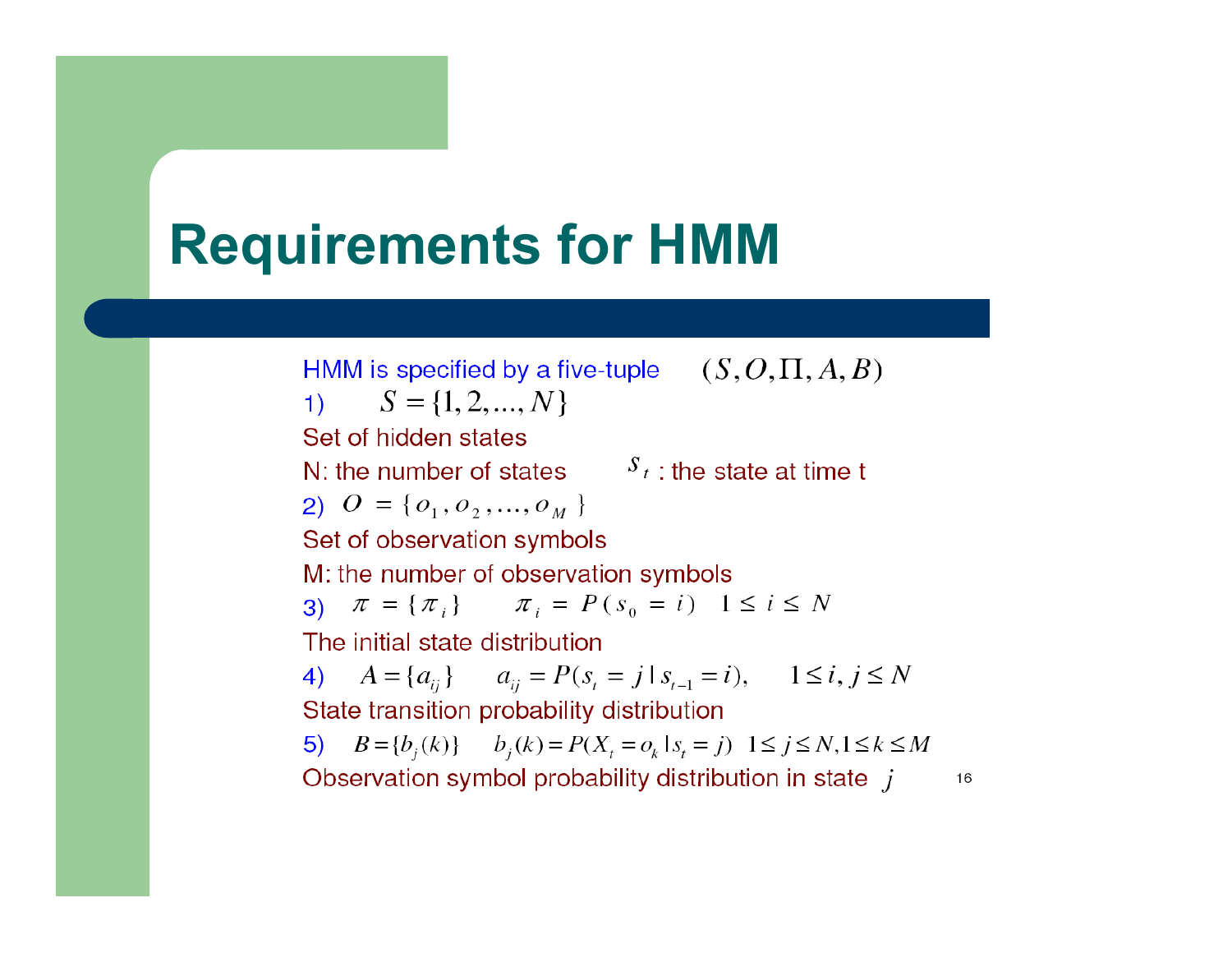# Requirements for HMM

HMM is specified by a five-tuple $(S, O, \Pi, A, B)$

1) $S = \{1, 2, ..., N\}$

Set of hidden states

N: the number of states $s_t$ : the state at time t

2) $O = \{o_1, o_2, ..., o_M\}$

Set of observation symbols

M: the number of observation symbols

3) $\pi = \{\pi_i\}$ $\pi_i = P(s_0 = i)$ $1 \leq i \leq N$

The initial state distribution

4) $A = \{a_{ij}\}$ $a_{ij} = P(s_t = j \mid s_{t-1} = i),$ $1 \leq i, j \leq N$

State transition probability distribution

5) $B = \{b_j(k)\}$ $b_j(k) = P(X_t = o_k \mid s_t = j)$ $1 \leq j \leq N, 1 \leq k \leq M$

Observation symbol probability distribution in state $j$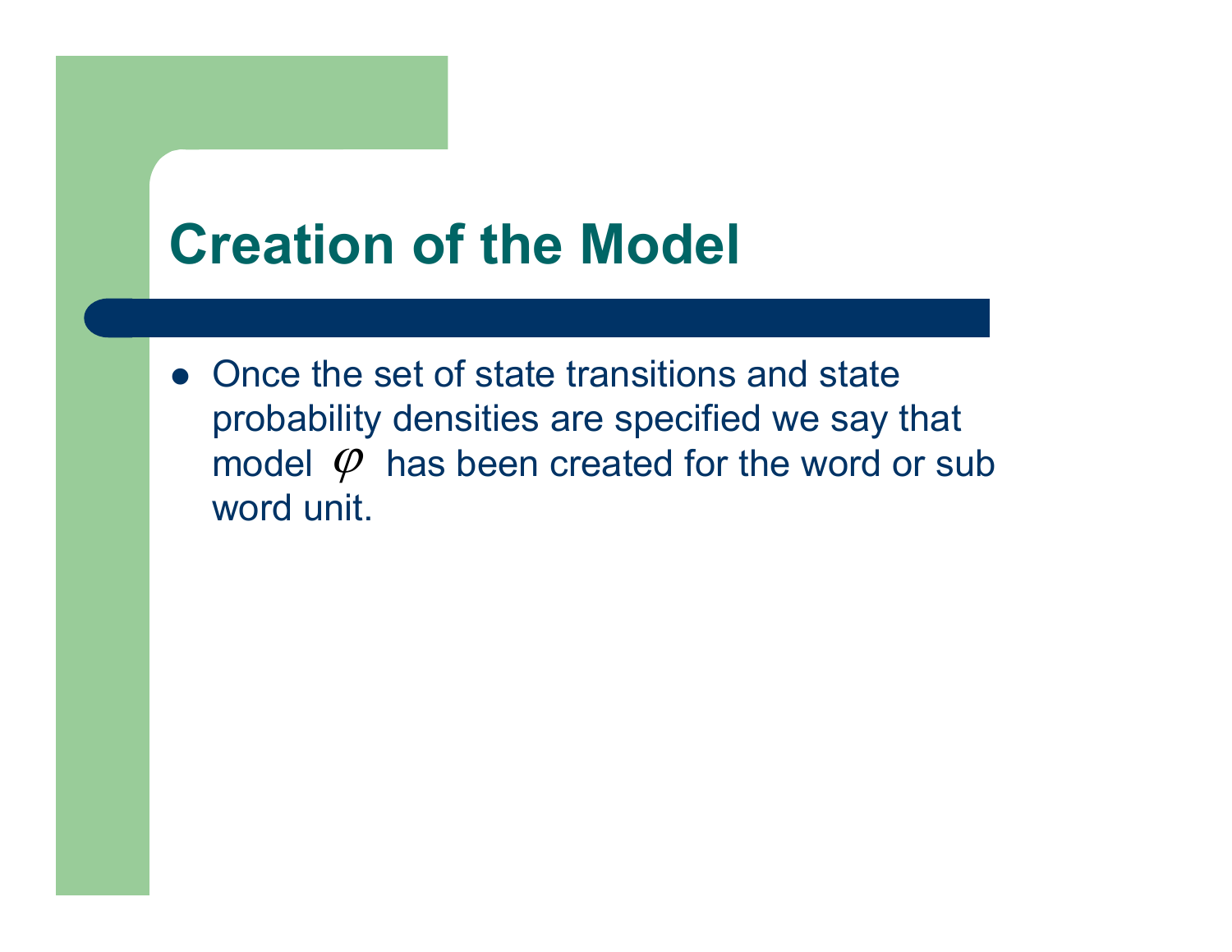# Creation of the Model

- Once the set of state transitions and state probability densities are specified we say that model $\varphi$ has been created for the word or sub word unit.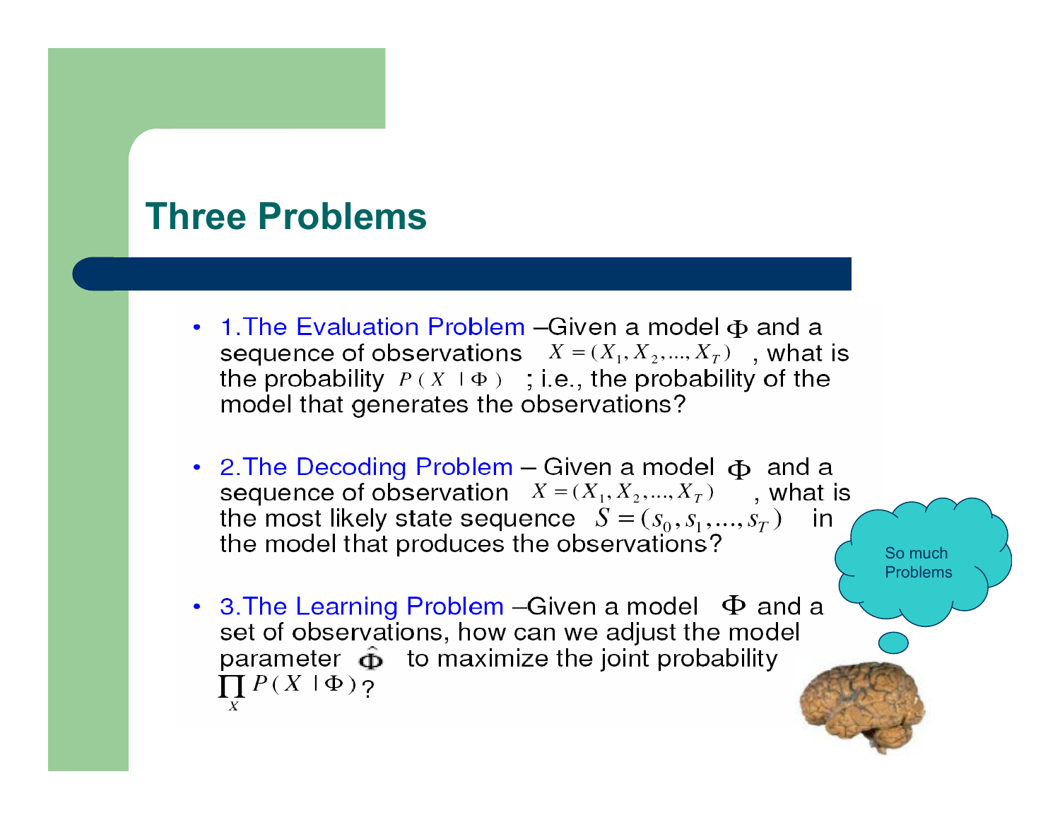# Three Problems

- 1.The Evaluation Problem –Given a model $\Phi$ and a sequence of observations $X = (X_1, X_2, ..., X_T)$, what is the probability $P(X \mid \Phi)$; i.e., the probability of the model that generates the observations?

- 2.The Decoding Problem – Given a model $\Phi$ and a sequence of observation $X = (X_1, X_2, ..., X_T)$, what is the most likely state sequence $S = (s_0, s_1, ..., s_T)$ in the model that produces the observations?

- 3.The Learning Problem –Given a model $\Phi$ and a set of observations, how can we adjust the model parameter $\hat{\Phi}$ to maximize the joint probability $\prod_X P(X \mid \Phi)$?

So much Problems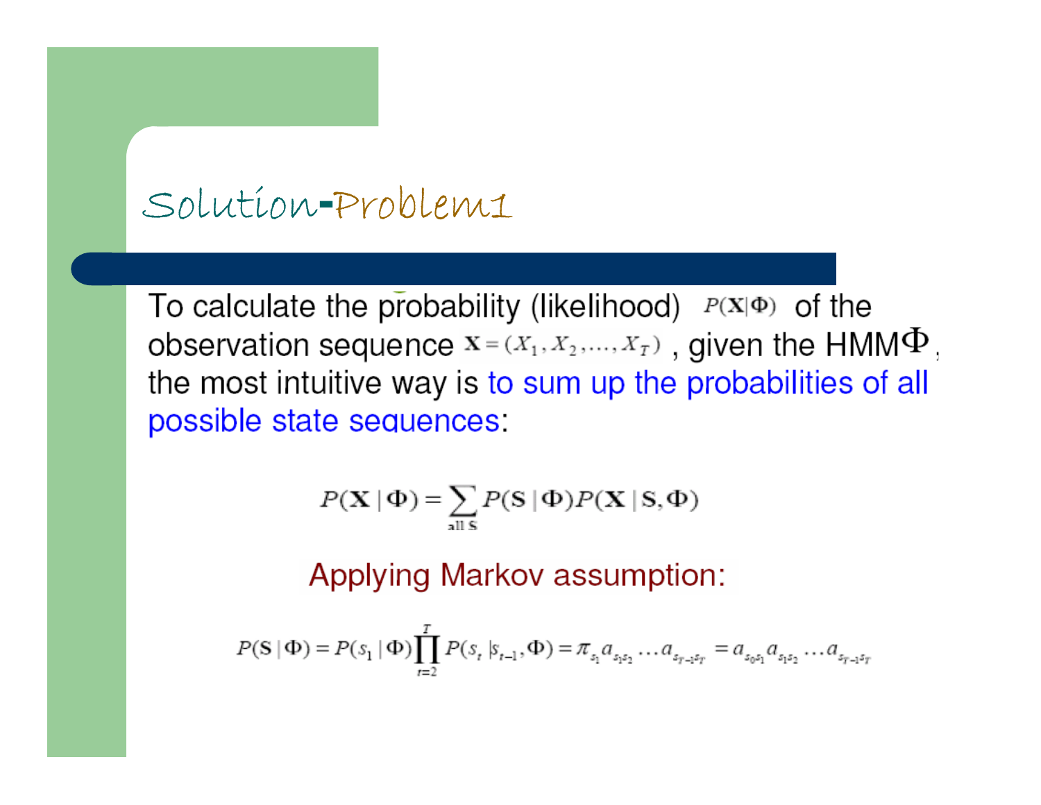# Solution-Problem1

To calculate the probability (likelihood) $P(\mathbf{X}|\Phi)$ of the observation sequence $\mathbf{X} = (X_1, X_2, \ldots, X_T)$, given the HMM $\Phi$, the most intuitive way is to sum up the probabilities of all possible state sequences:

$$P(\mathbf{X} \mid \Phi) = \sum_{\text{all } \mathbf{S}} P(\mathbf{S} \mid \Phi) P(\mathbf{X} \mid \mathbf{S}, \Phi)$$

Applying Markov assumption:

$$P(\mathbf{S} \mid \Phi) = P(s_1 \mid \Phi) \prod_{t=2}^{T} P(s_t \mid s_{t-1}, \Phi) = \pi_{s_1} a_{s_1 s_2} \ldots a_{s_{T-1} s_T} = a_{s_0 s_1} a_{s_1 s_2} \ldots a_{s_{T-1} s_T}$$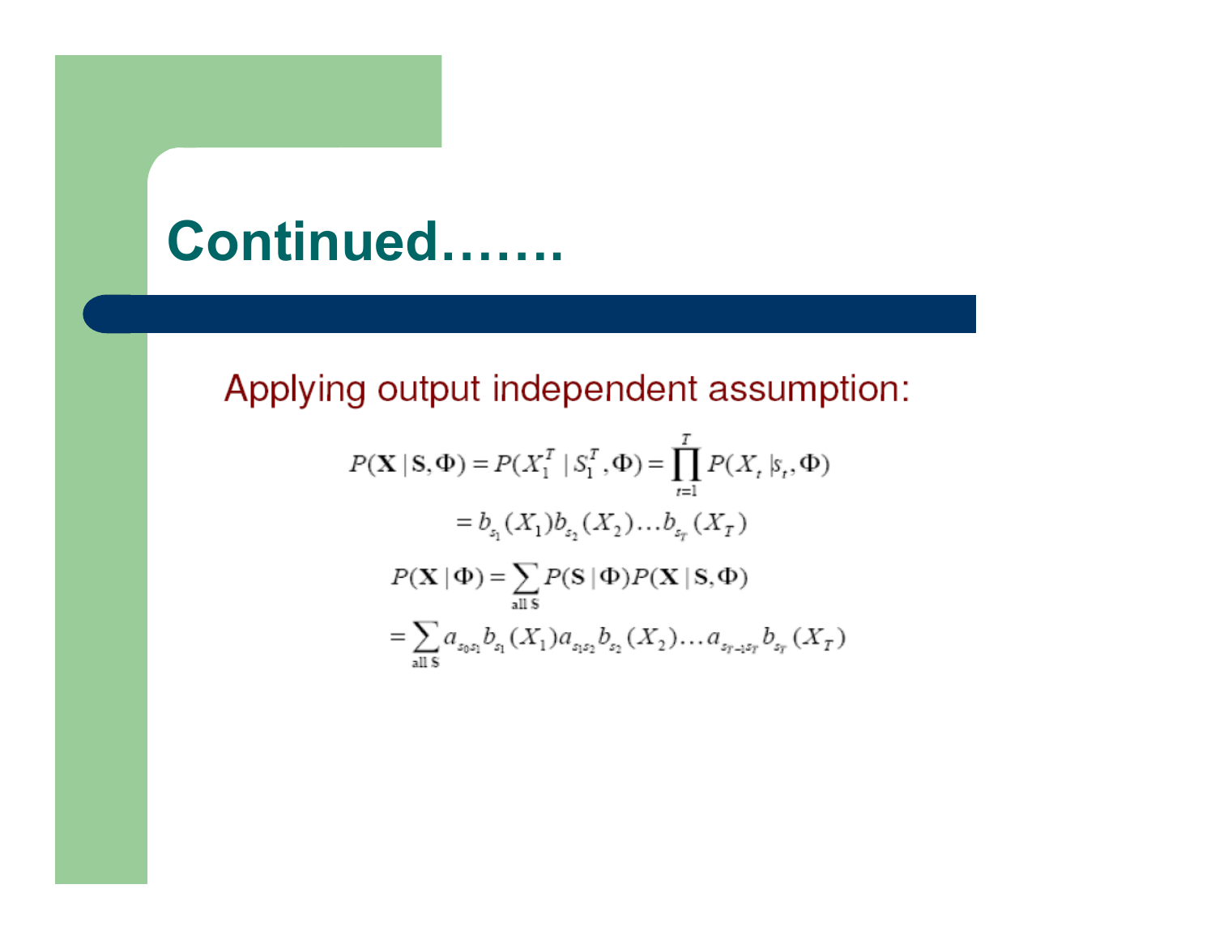# Continued…….

Applying output independent assumption:

$$P(\mathbf{X} \mid \mathbf{S}, \Phi) = P(X_1^T \mid S_1^T, \Phi) = \prod_{t=1}^{T} P(X_t \mid s_t, \Phi)$$

$$= b_{s_1}(X_1) b_{s_2}(X_2) \ldots b_{s_T}(X_T)$$

$$P(\mathbf{X} \mid \Phi) = \sum_{\text{all } \mathbf{S}} P(\mathbf{S} \mid \Phi) P(\mathbf{X} \mid \mathbf{S}, \Phi)$$

$$= \sum_{\text{all } \mathbf{S}} a_{s_0 s_1} b_{s_1}(X_1) a_{s_1 s_2} b_{s_2}(X_2) \ldots a_{s_{T-1} s_T} b_{s_T}(X_T)$$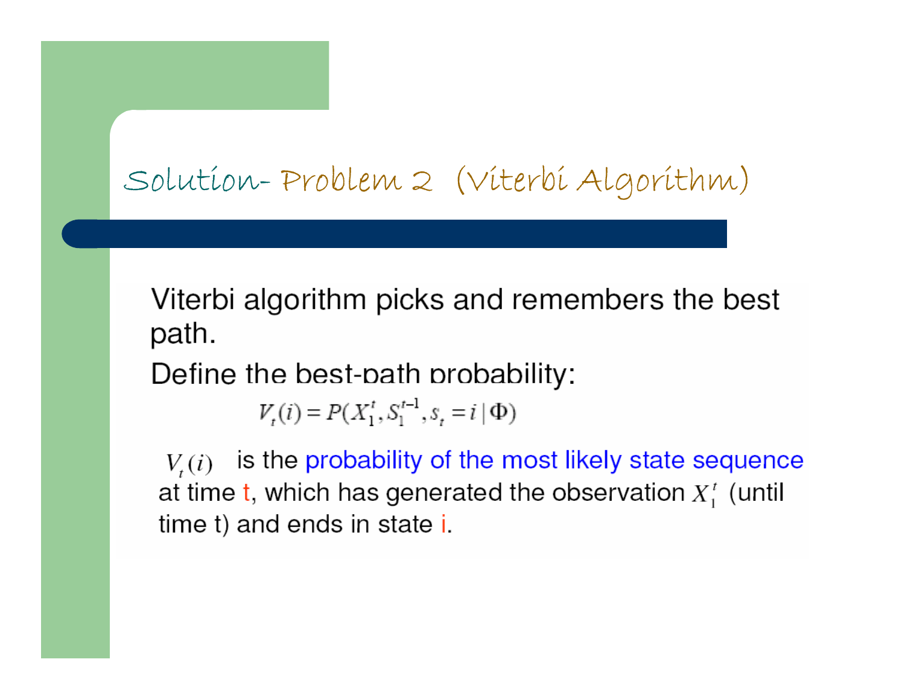# Solution- Problem 2 (Viterbi Algorithm)

Viterbi algorithm picks and remembers the best path.

Define the best-path probability:

$$V_t(i) = P(X_1^t, S_1^{t-1}, s_t = i \mid \Phi)$$

$V_t(i)$ is the probability of the most likely state sequence at time t, which has generated the observation $X_1^t$ (until time t) and ends in state i.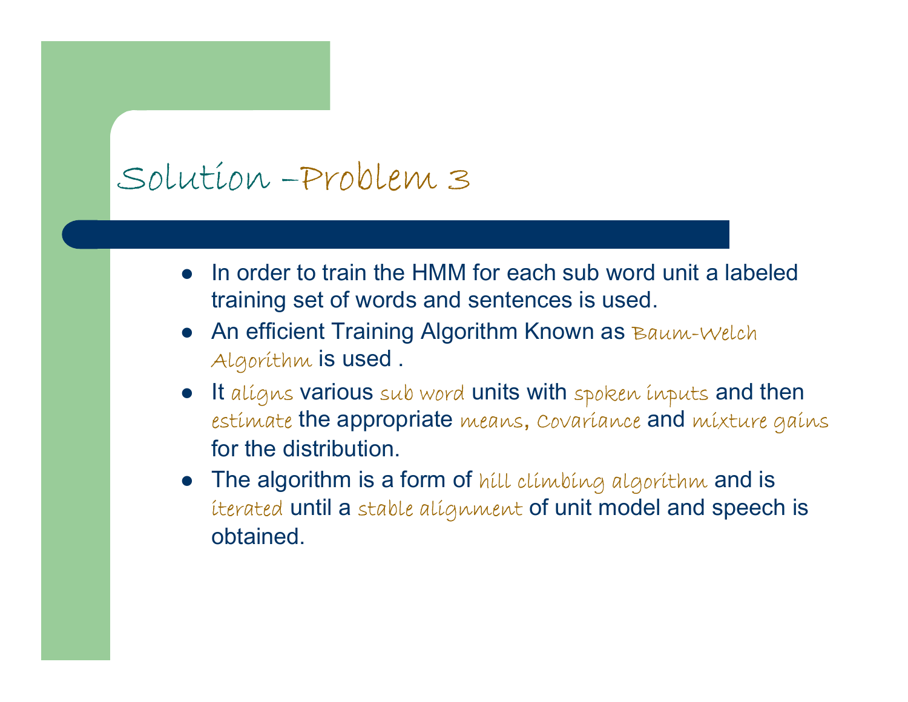# Solution –Problem 3

- In order to train the HMM for each sub word unit a labeled training set of words and sentences is used.
- An efficient Training Algorithm Known as Baum-Welch Algorithm is used .
- It aligns various sub word units with spoken inputs and then estimate the appropriate means, Covariance and mixture gains for the distribution.
- The algorithm is a form of hill climbing algorithm and is iterated until a stable alignment of unit model and speech is obtained.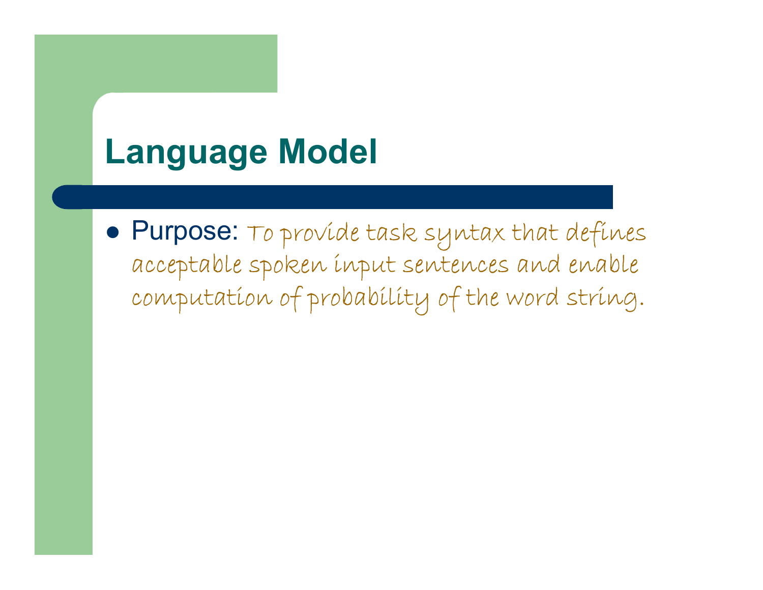# Language Model

- Purpose: To provide task syntax that defines acceptable spoken input sentences and enable computation of probability of the word string.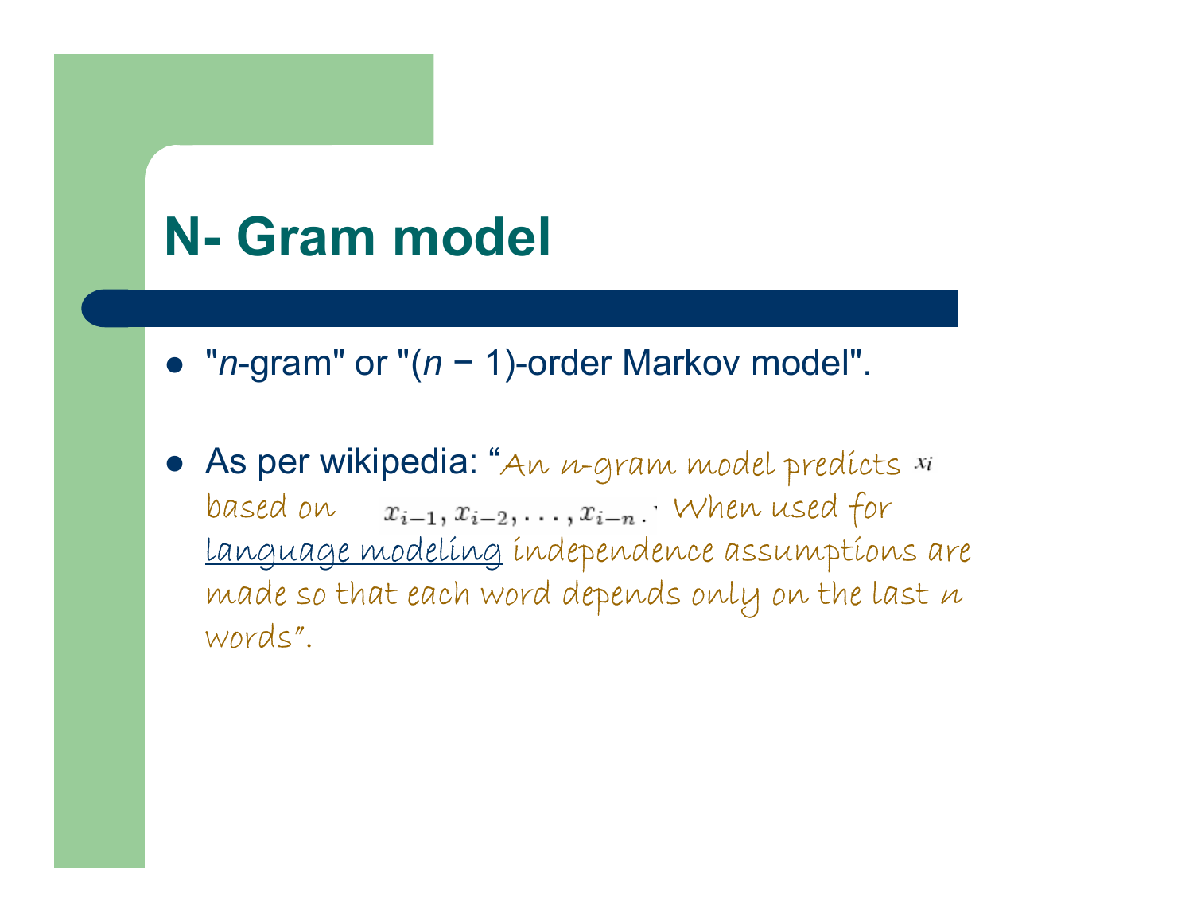# N- Gram model

- "*n*-gram" or "(*n* − 1)-order Markov model".

- As per wikipedia: "An *n*-gram model predicts $x_i$ based on $x_{i-1}, x_{i-2}, \ldots, x_{i-n}$. When used for language modeling independence assumptions are made so that each word depends only on the last *n* words".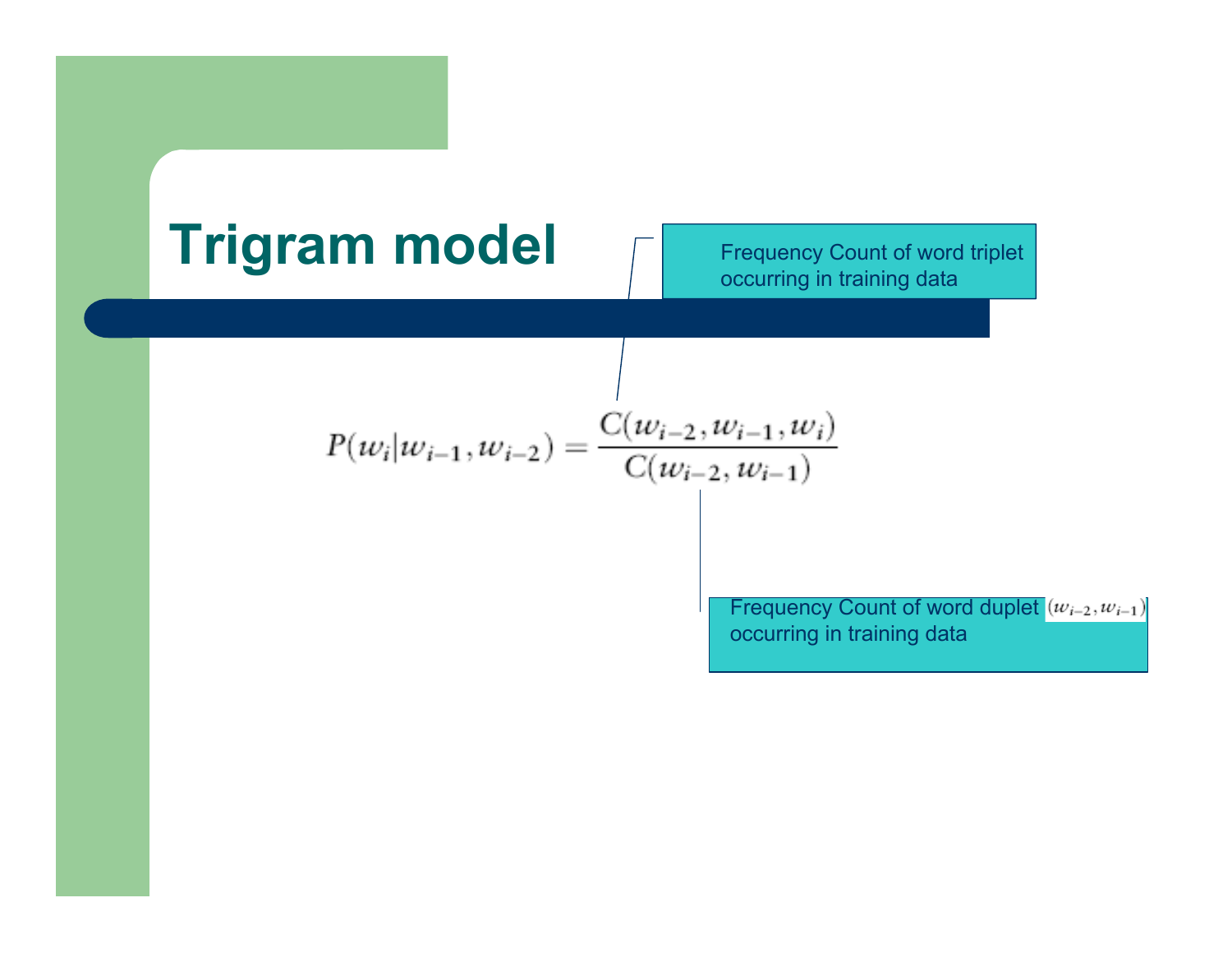# Trigram model

Frequency Count of word triplet occurring in training data

$$P(w_i|w_{i-1}, w_{i-2}) = \frac{C(w_{i-2}, w_{i-1}, w_i)}{C(w_{i-2}, w_{i-1})}$$

Frequency Count of word duplet $(w_{i-2}, w_{i-1})$ occurring in training data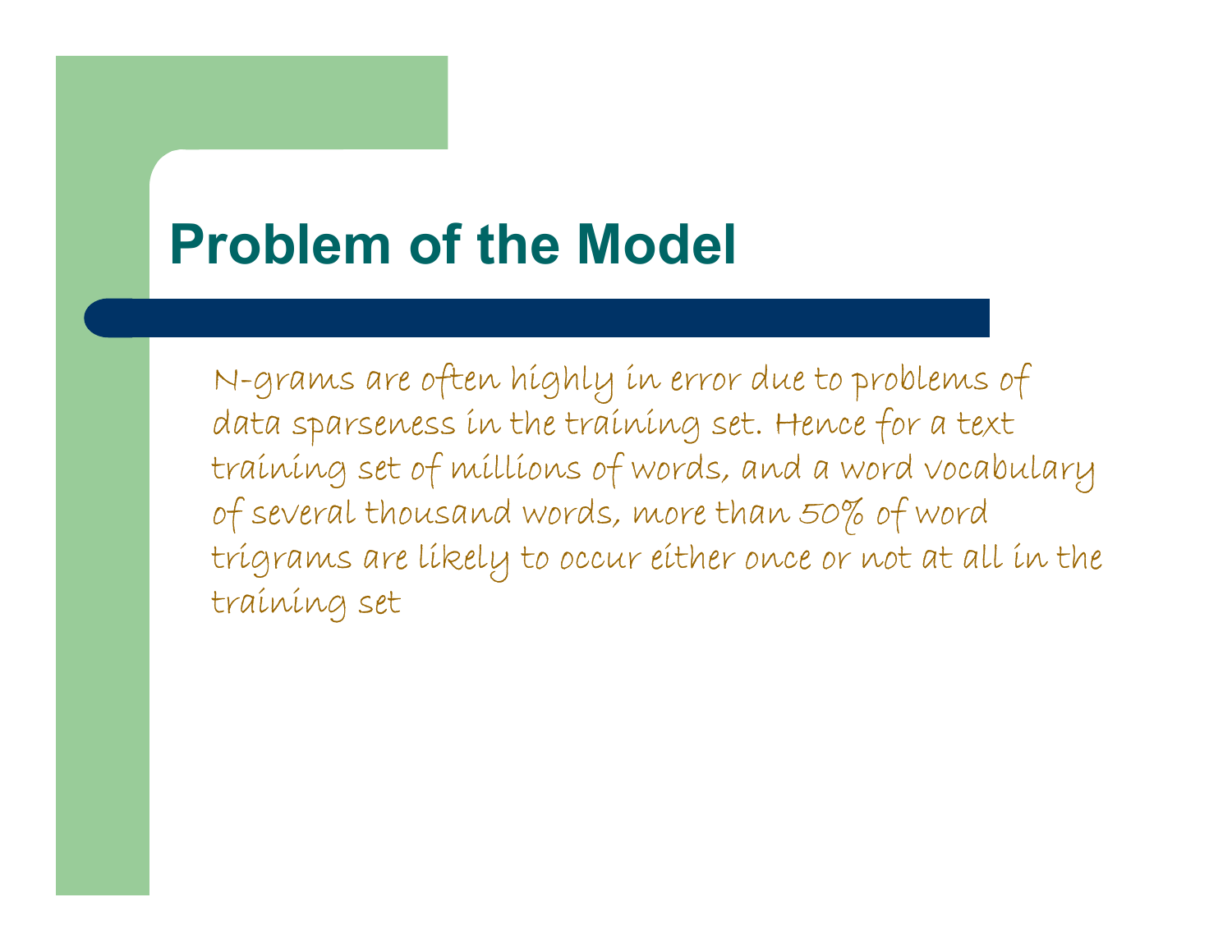# Problem of the Model

N-grams are often highly in error due to problems of data sparseness in the training set. Hence for a text training set of millions of words, and a word vocabulary of several thousand words, more than 50% of word trigrams are likely to occur either once or not at all in the training set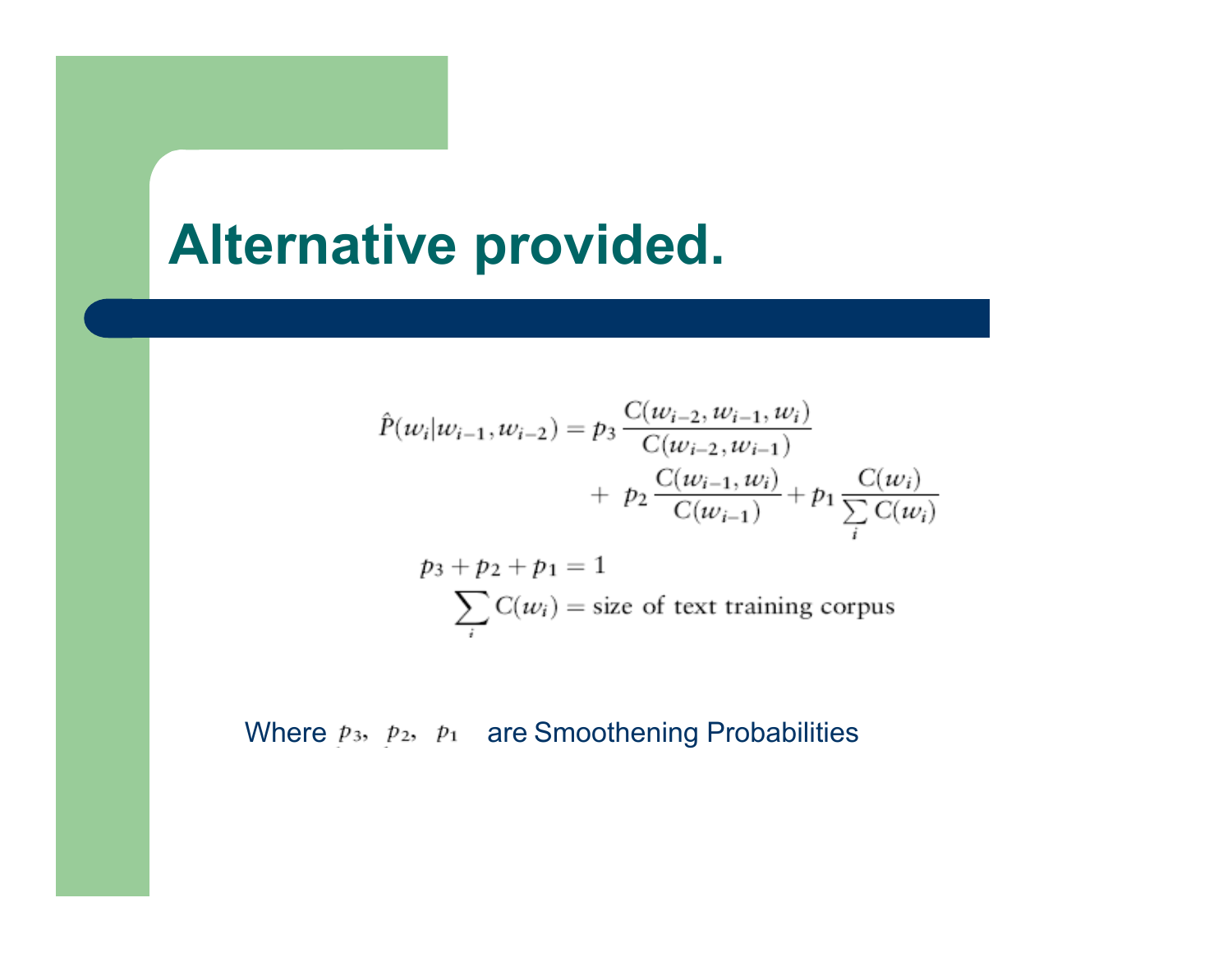# Alternative provided.

$$\hat{P}(w_i|w_{i-1}, w_{i-2}) = p_3 \frac{C(w_{i-2}, w_{i-1}, w_i)}{C(w_{i-2}, w_{i-1})} + p_2 \frac{C(w_{i-1}, w_i)}{C(w_{i-1})} + p_1 \frac{C(w_i)}{\sum_i C(w_i)}$$

$$p_3 + p_2 + p_1 = 1$$

$$\sum_i C(w_i) = \text{size of text training corpus}$$

Where $p_3$, $p_2$, $p_1$ are Smoothening Probabilities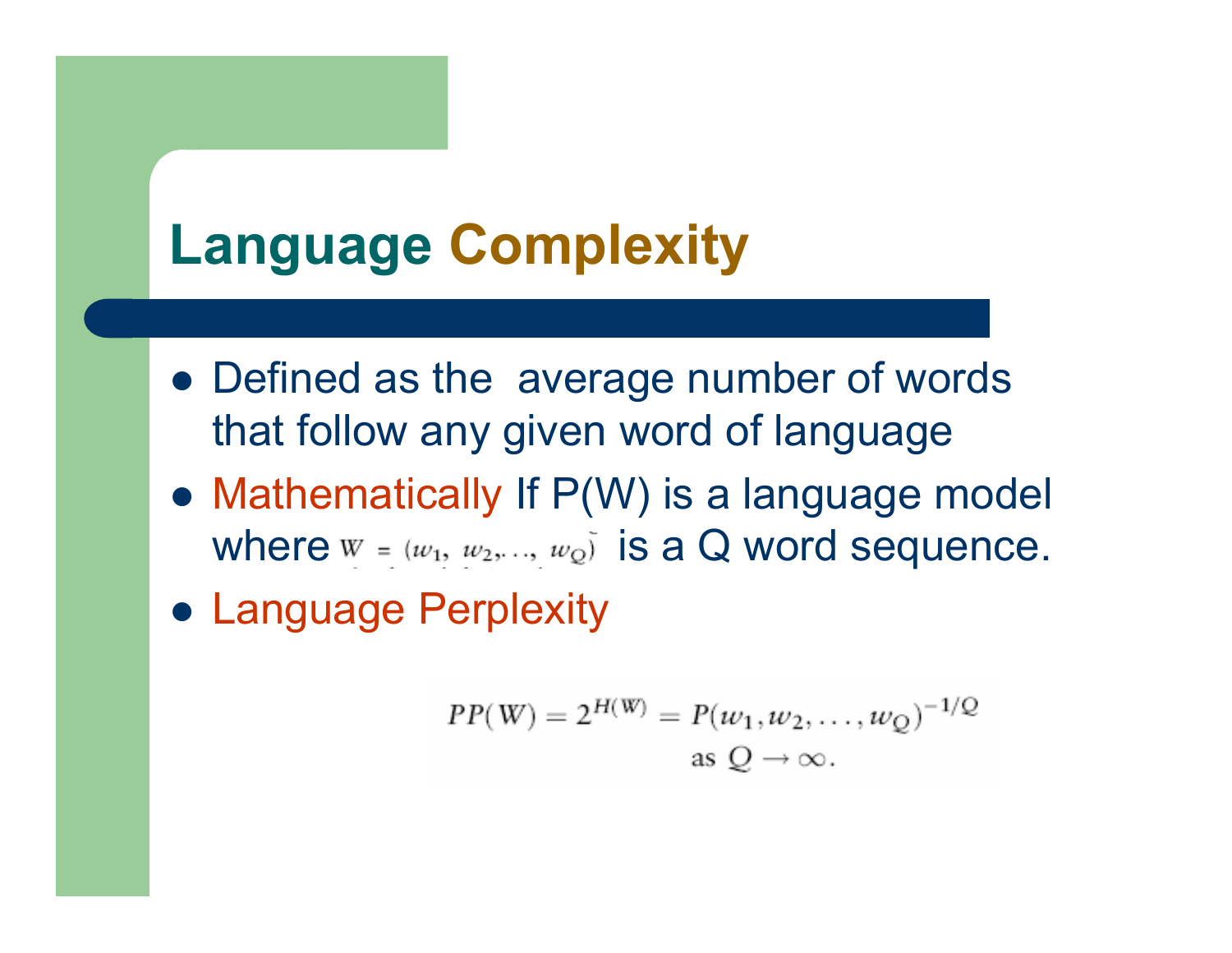# Language Complexity

- Defined as the average number of words that follow any given word of language
- Mathematically If P(W) is a language model where $W = (w_1, w_2, \ldots, w_Q)$ is a Q word sequence.
- Language Perplexity

$$PP(W) = 2^{H(W)} = P(w_1, w_2, \ldots, w_Q)^{-1/Q}$$
$$\text{as } Q \rightarrow \infty.$$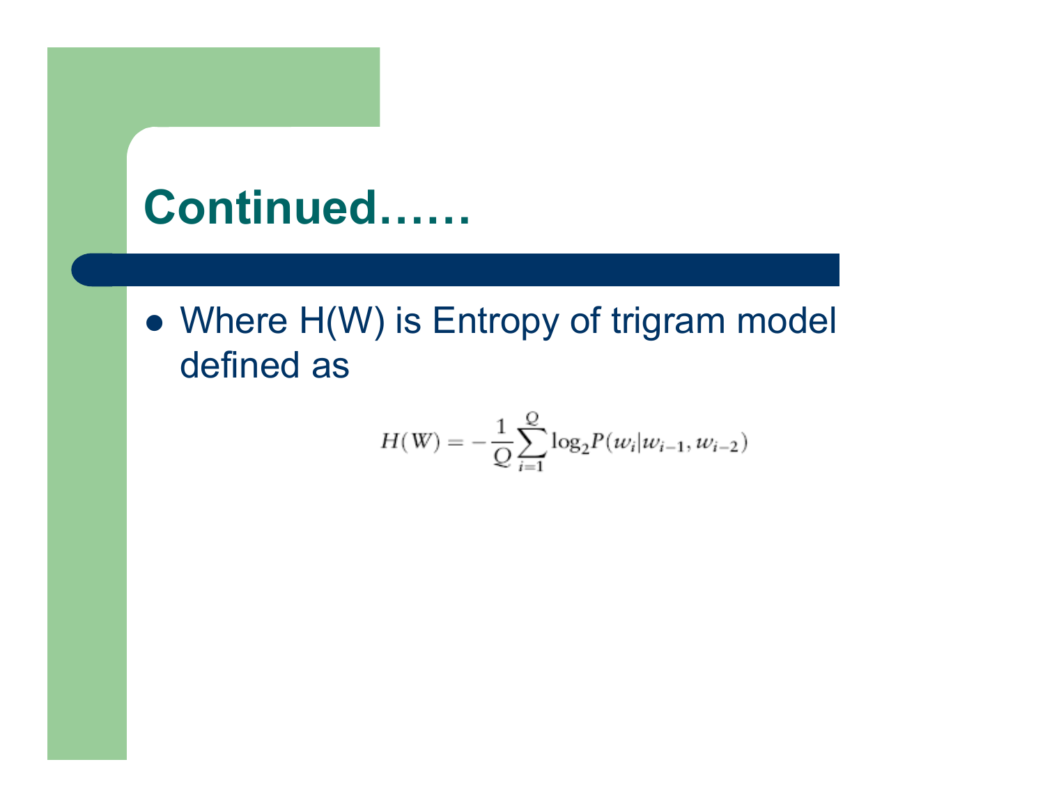# Continued……

- Where H(W) is Entropy of trigram model defined as

$$H(W) = -\frac{1}{Q}\sum_{i=1}^{Q}\log_2 P(w_i|w_{i-1}, w_{i-2})$$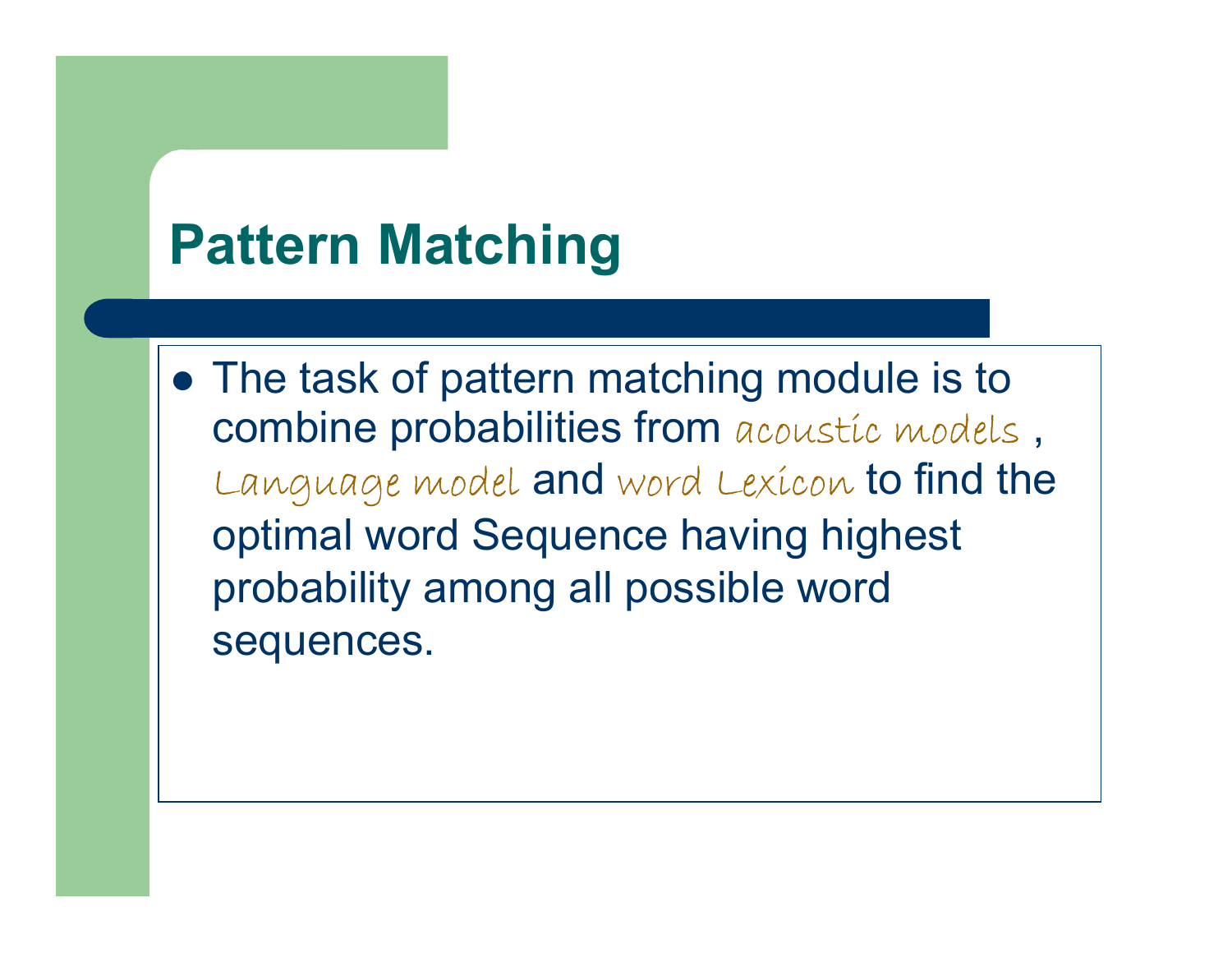# Pattern Matching

- The task of pattern matching module is to combine probabilities from acoustic models , Language model and word Lexicon to find the optimal word Sequence having highest probability among all possible word sequences.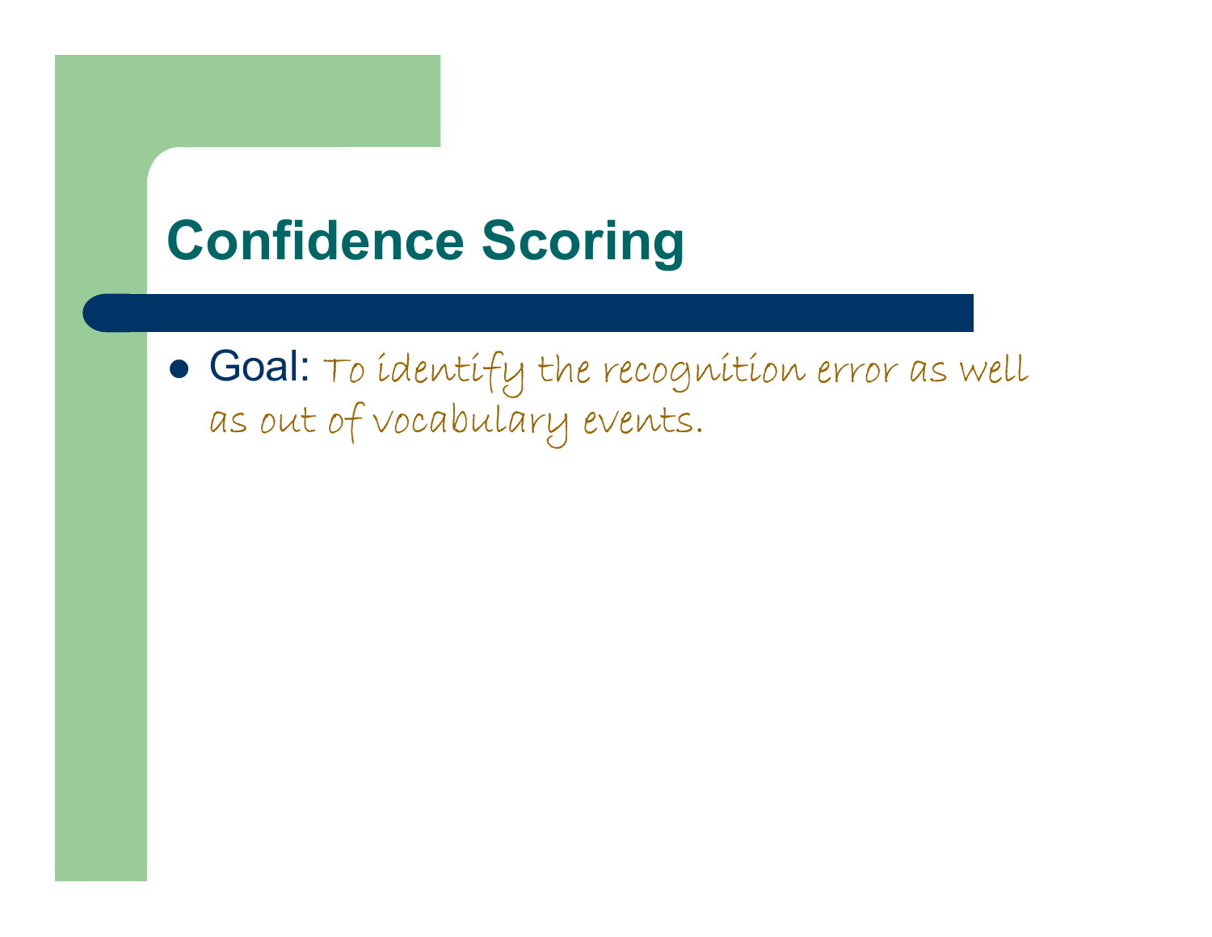# Confidence Scoring

- Goal: To identify the recognition error as well as out of vocabulary events.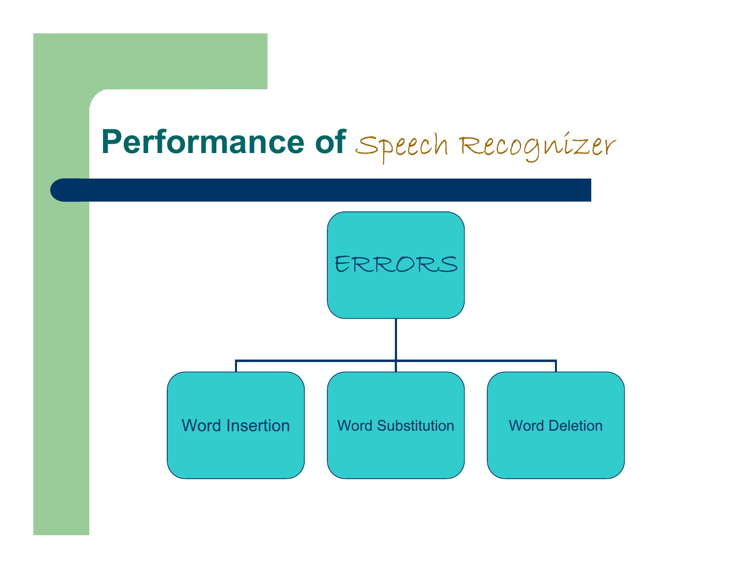# Performance of Speech Recognizer

- ERRORS
  - Word Insertion
  - Word Substitution
  - Word Deletion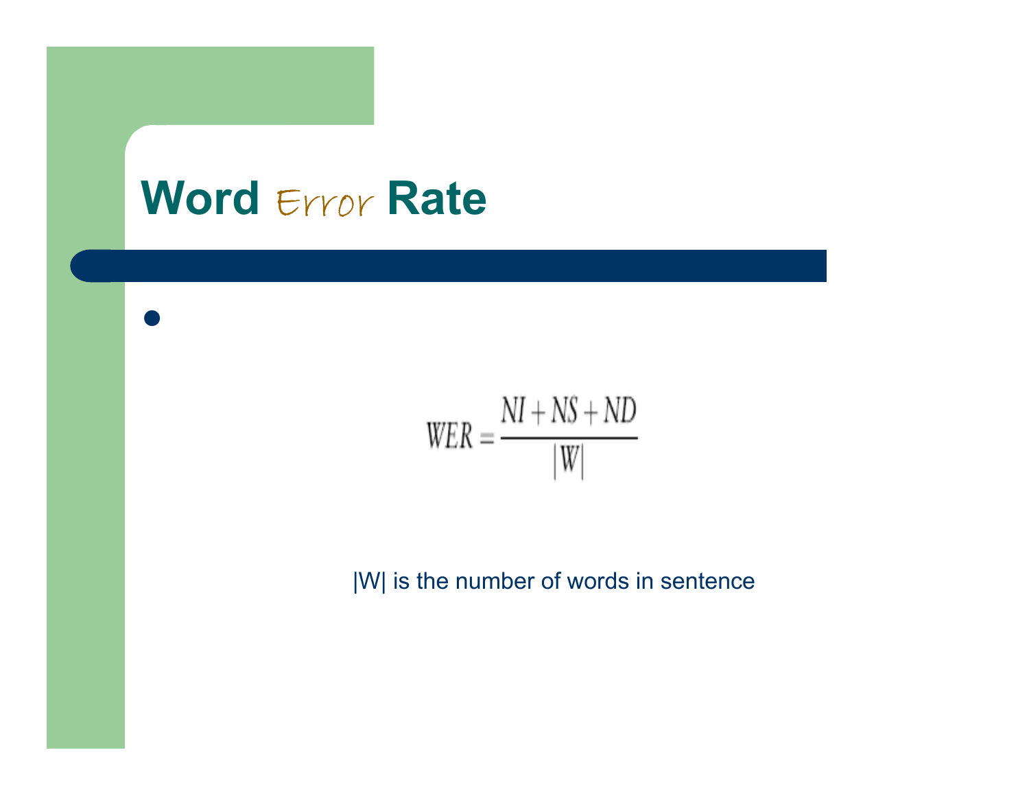# Word Error Rate

- 

$$WER = \frac{NI + NS + ND}{|W|}$$

|W| is the number of words in sentence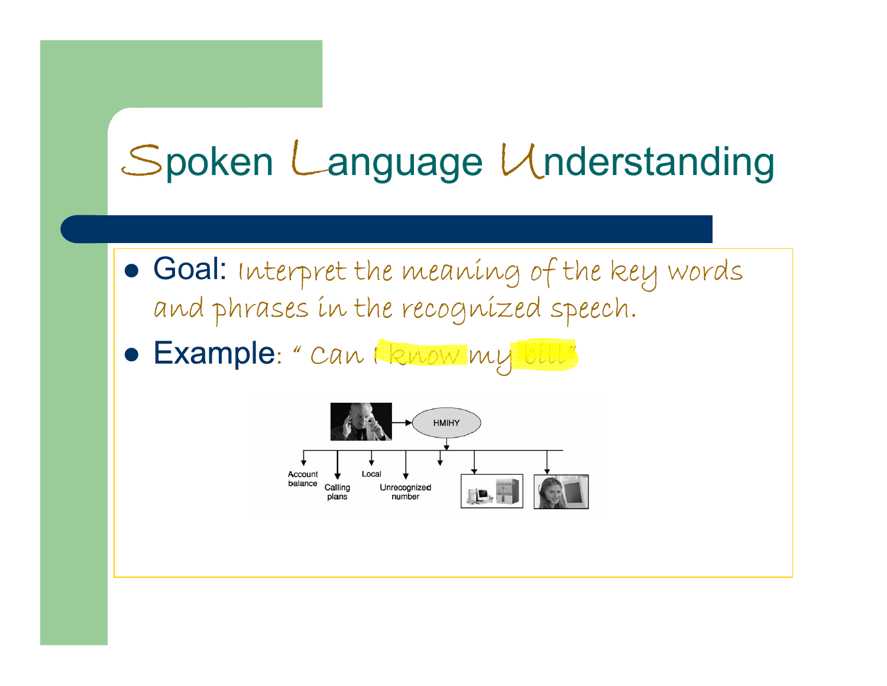# Spoken Language Understanding

- Goal: Interpret the meaning of the key words and phrases in the recognized speech.
- Example: " Can I know my bill"

HMIHY

Account balance | Calling plans | Local | Unrecognized number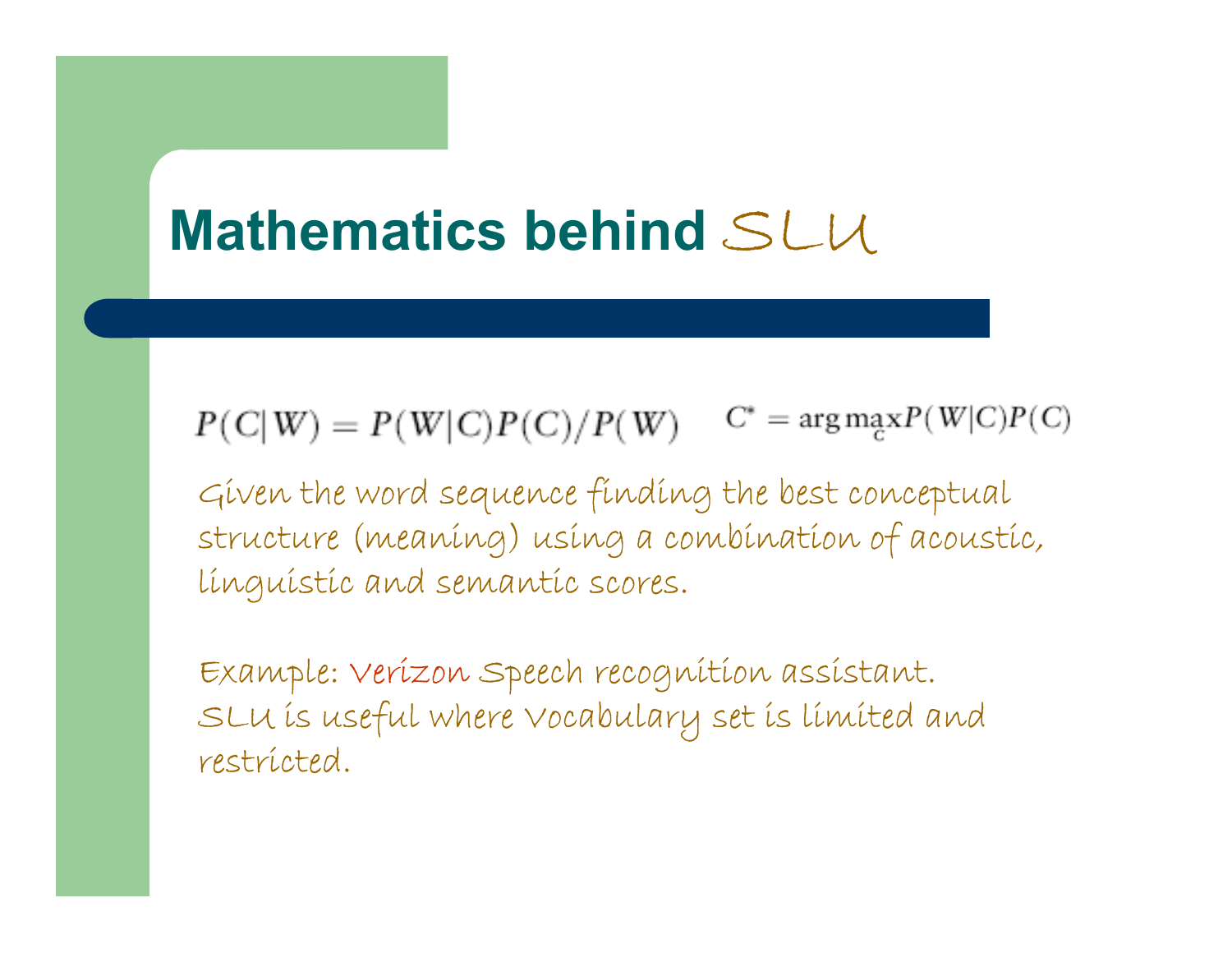# Mathematics behind SLU

$$P(C|W) = P(W|C)P(C)/P(W) \qquad C^* = \arg\max_{C} P(W|C)P(C)$$

Given the word sequence finding the best conceptual structure (meaning) using a combination of acoustic, linguistic and semantic scores.

Example: Verizon Speech recognition assistant.
SLU is useful where Vocabulary set is limited and restricted.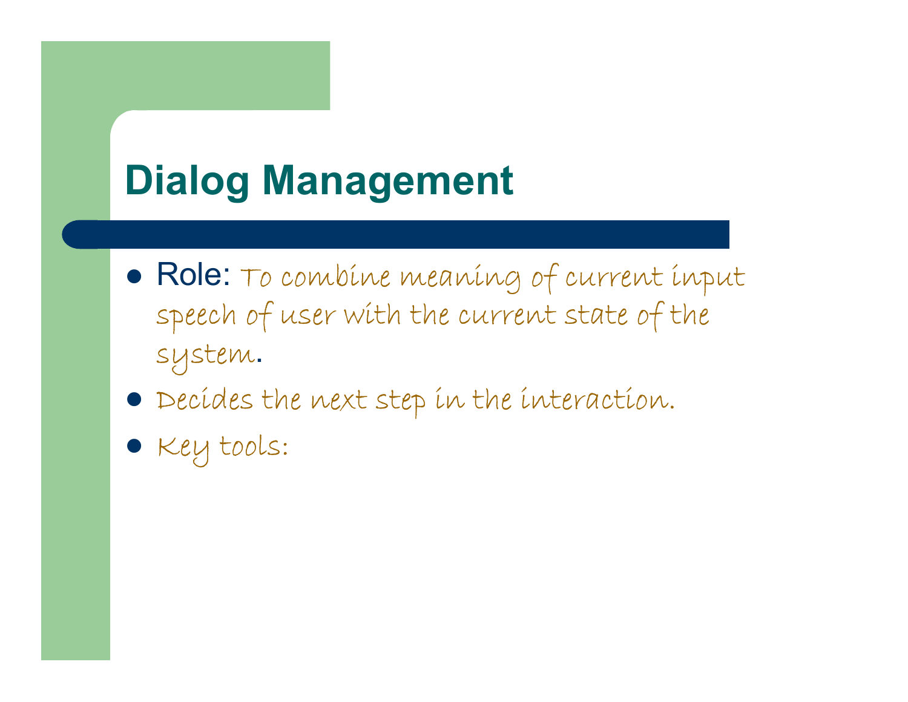# Dialog Management

- Role: To combine meaning of current input speech of user with the current state of the system.
- Decides the next step in the interaction.
- Key tools: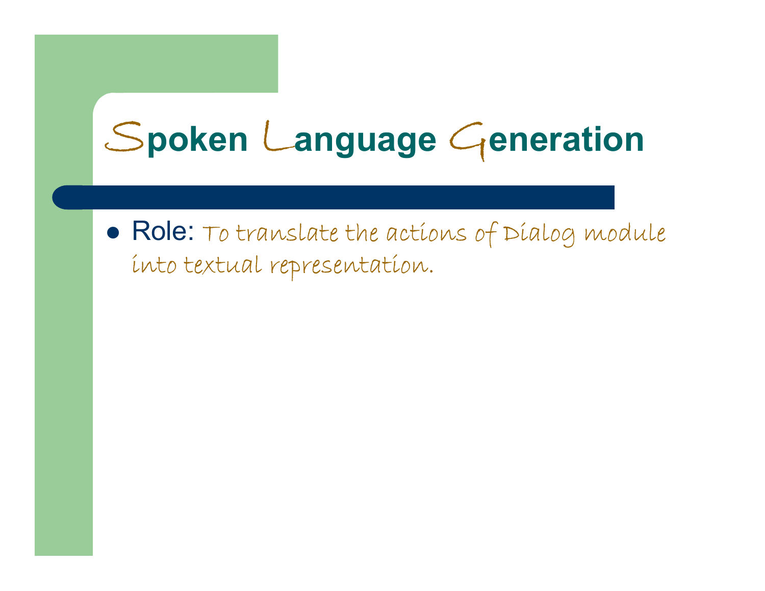# Spoken Language Generation

- Role: To translate the actions of Dialog module into textual representation.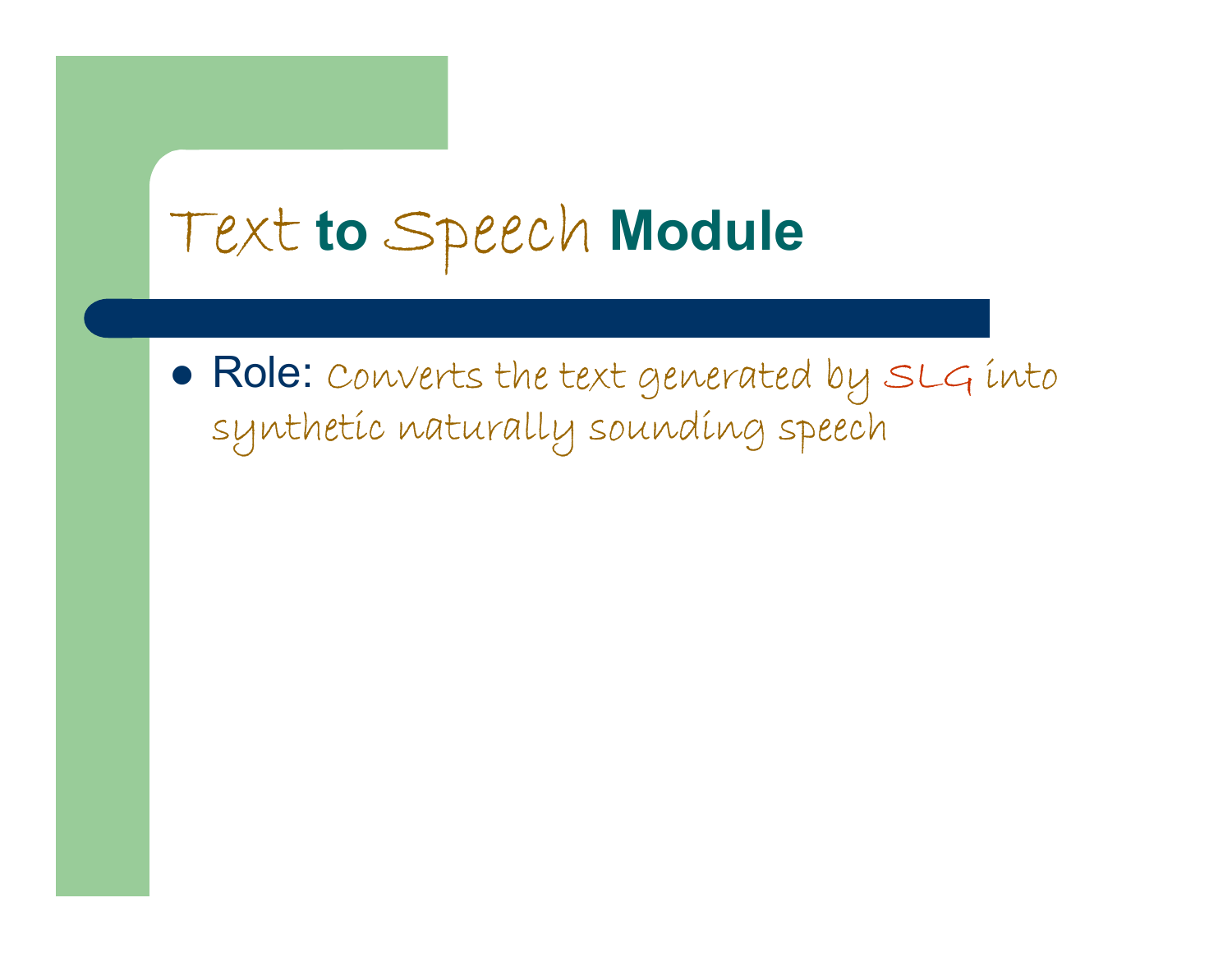# Text to Speech Module

- Role: Converts the text generated by SLG into synthetic naturally sounding speech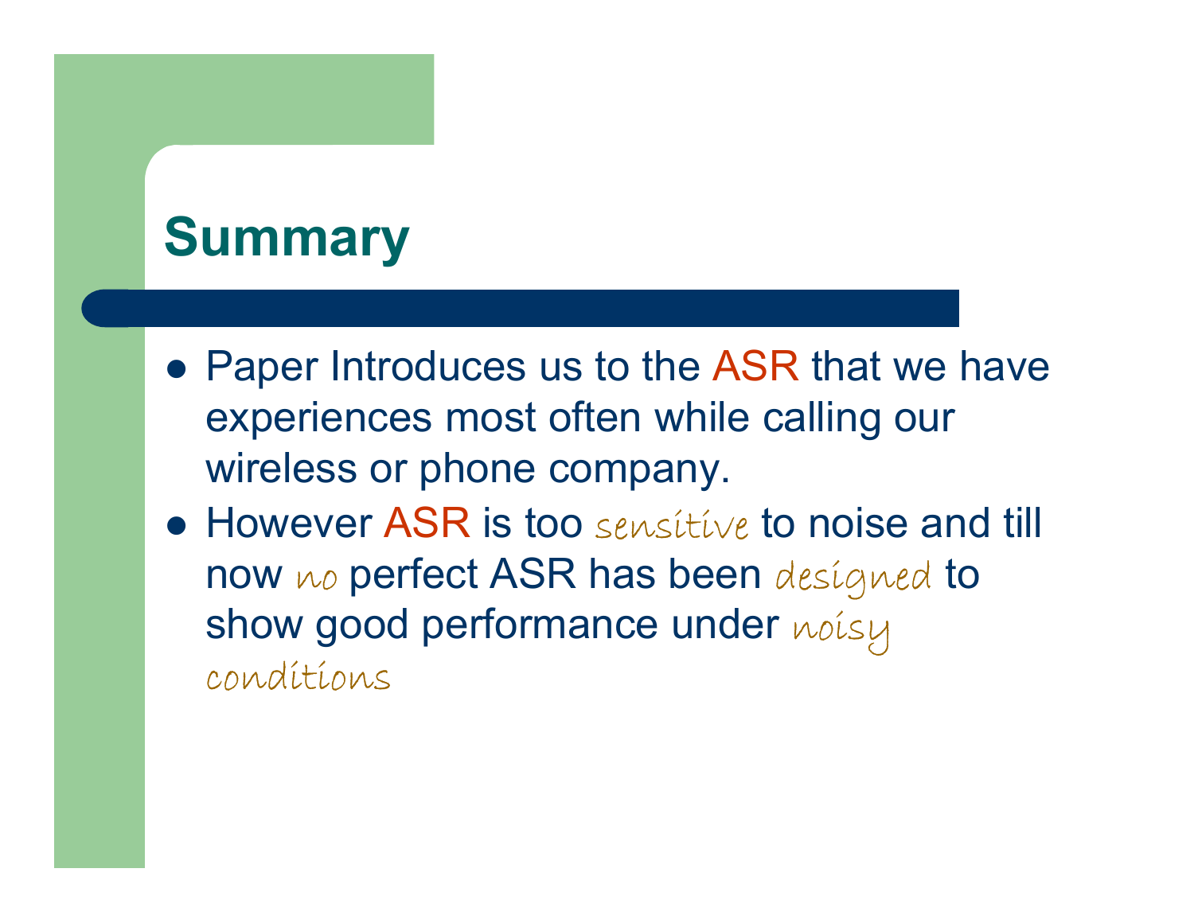# Summary

- Paper Introduces us to the ASR that we have experiences most often while calling our wireless or phone company.
- However ASR is too *sensitive* to noise and till now *no* perfect ASR has been *designed* to show good performance under *noisy conditions*